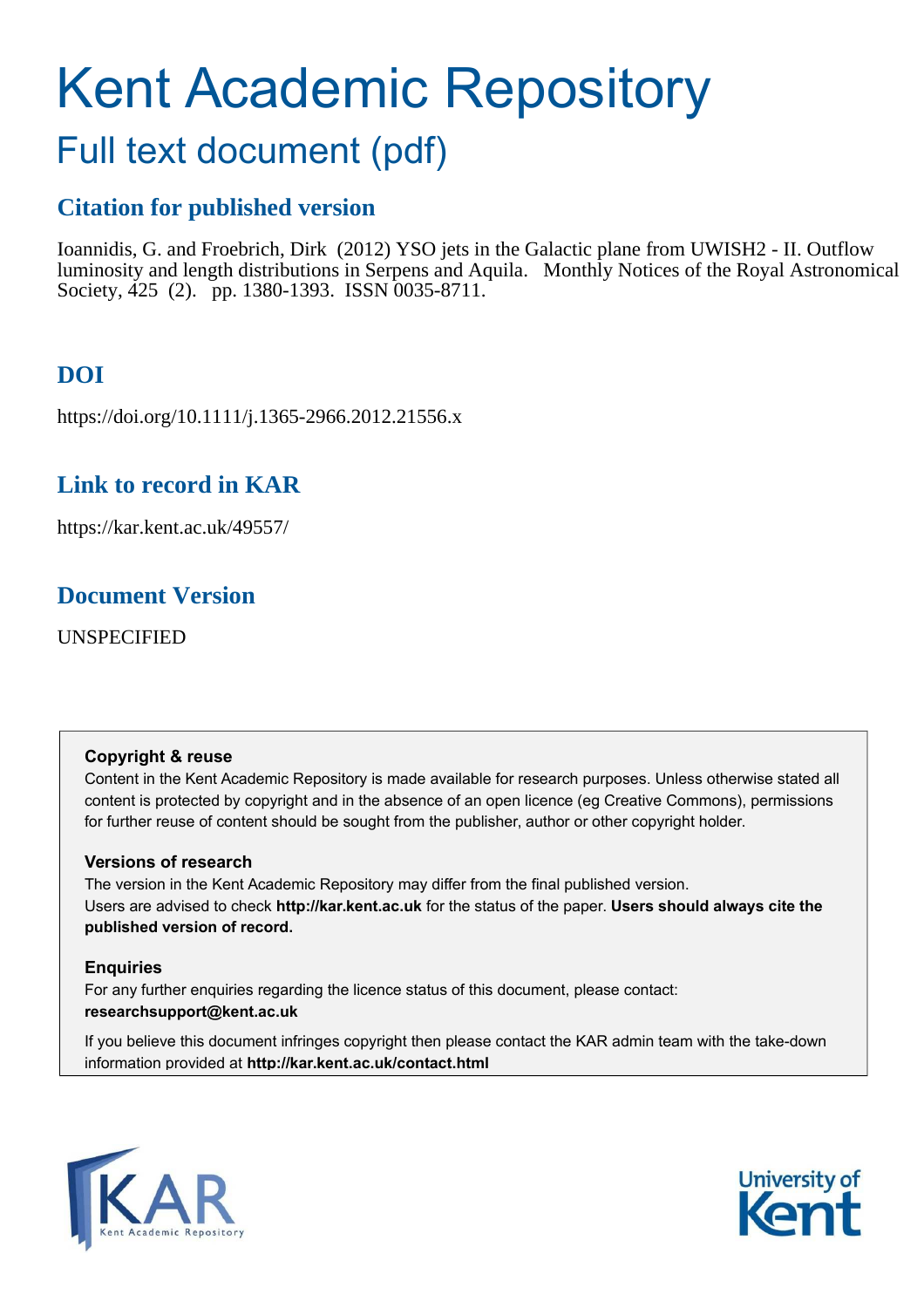# Kent Academic Repository

## Full text document (pdf)

### Citation for published version

Ioannidis, G. and Froebrich, Dirk (2012) YSO jets in the Galactic plane from UWISH2 - II. Outflow luminosity and length distributions in Serpens and Aquila. Monthly Notices of the Royal Astronomical Society, 425 (2). pp. 1380-1393. ISSN 0035-8711.

### DOI

https://doi.org/10.1111/j.1365-2966.2012.21556.x

### Link to record in KAR

https://kar.kent.ac.uk/49557/

### Document Version

UNSPECIFIED

**Copyright & reuse**

Content in the Kent Academic Repository is made available for research purposes. Unless otherwise stated all content is protected by copyright and in the absence of an open licence (eg Creative Commons), permissions for further reuse of content should be sought from the publisher, author or other copyright holder.

**Versions of research**

The version in the Kent Academic Repository may differ from the final published version. Users are advised to check **http://kar.kent.ac.uk** for the status of the paper. **Users should always cite the published version of record.**

**Enquiries**

For any further enquiries regarding the licence status of this document, please contact: **researchsupport@kent.ac.uk**

If you believe this document infringes copyright then please contact the KAR admin team with the take-down information provided at **http://kar.kent.ac.uk/contact.html**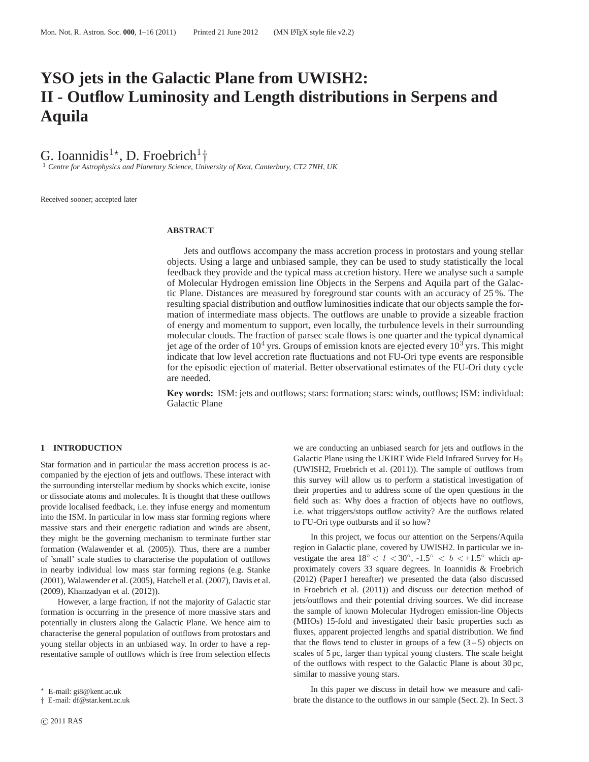# YSO jets in the Galactic Plane from UWISH2: II - Outflow Luminosity and Length distributions in Serpens and Aquila

G. Ioannidis[1⋆], D. Froebrich[1†]

[1] *Centre for Astrophysics and Planetary Science, University of Kent, Canterbury, CT2 7NH, UK*

Received sooner; accepted later

## ABSTRACT

Jets and outflows accompany the mass accretion process in protostars and young stellar objects. Using a large and unbiased sample, they can be used to study statistically the local feedback they provide and the typical mass accretion history. Here we analyse such a sample of Molecular Hydrogen emission line Objects in the Serpens and Aquila part of the Galactic Plane. Distances are measured by foreground star counts with an accuracy of 25 %. The resulting spacial distribution and outflow luminosities indicate that our objects sample the formation of intermediate mass objects. The outflows are unable to provide a sizeable fraction of energy and momentum to support, even locally, the turbulence levels in their surrounding molecular clouds. The fraction of parsec scale flows is one quarter and the typical dynamical jet age of the order of $10^4$ yrs. Groups of emission knots are ejected every $10^3$ yrs. This might indicate that low level accretion rate fluctuations and not FU-Ori type events are responsible for the episodic ejection of material. Better observational estimates of the FU-Ori duty cycle are needed.

**Key words:** ISM: jets and outflows; stars: formation; stars: winds, outflows; ISM: individual: Galactic Plane

## 1 INTRODUCTION

Star formation and in particular the mass accretion process is accompanied by the ejection of jets and outflows. These interact with the surrounding interstellar medium by shocks which excite, ionise or dissociate atoms and molecules. It is thought that these outflows provide localised feedback, i.e. they infuse energy and momentum into the ISM. In particular in low mass star forming regions where massive stars and their energetic radiation and winds are absent, they might be the governing mechanism to terminate further star formation (Walawender et al. (2005)). Thus, there are a number of 'small' scale studies to characterise the population of outflows in nearby individual low mass star forming regions (e.g. Stanke (2001), Walawender et al. (2005), Hatchell et al. (2007), Davis et al. (2009), Khanzadyan et al. (2012)).

However, a large fraction, if not the majority of Galactic star formation is occurring in the presence of more massive stars and potentially in clusters along the Galactic Plane. We hence aim to characterise the general population of outflows from protostars and young stellar objects in an unbiased way. In order to have a representative sample of outflows which is free from selection effects we are conducting an unbiased search for jets and outflows in the Galactic Plane using the UKIRT Wide Field Infrared Survey for $H_2$ (UWISH2, Froebrich et al. (2011)). The sample of outflows from this survey will allow us to perform a statistical investigation of their properties and to address some of the open questions in the field such as: Why does a fraction of objects have no outflows, i.e. what triggers/stops outflow activity? Are the outflows related to FU-Ori type outbursts and if so how?

In this project, we focus our attention on the Serpens/Aquila region in Galactic plane, covered by UWISH2. In particular we investigate the area $18^\circ < l < 30^\circ$, $-1.5^\circ < b < +1.5^\circ$ which approximately covers 33 square degrees. In Ioannidis & Froebrich (2012) (Paper I hereafter) we presented the data (also discussed in Froebrich et al. (2011)) and discuss our detection method of jets/outflows and their potential driving sources. We did increase the sample of known Molecular Hydrogen emission-line Objects (MHOs) 15-fold and investigated their basic properties such as fluxes, apparent projected lengths and spatial distribution. We find that the flows tend to cluster in groups of a few (3 – 5) objects on scales of 5 pc, larger than typical young clusters. The scale height of the outflows with respect to the Galactic Plane is about 30 pc, similar to massive young stars.

In this paper we discuss in detail how we measure and calibrate the distance to the outflows in our sample (Sect. 2). In Sect. 3

⋆ E-mail: gi8@kent.ac.uk
† E-mail: df@star.kent.ac.uk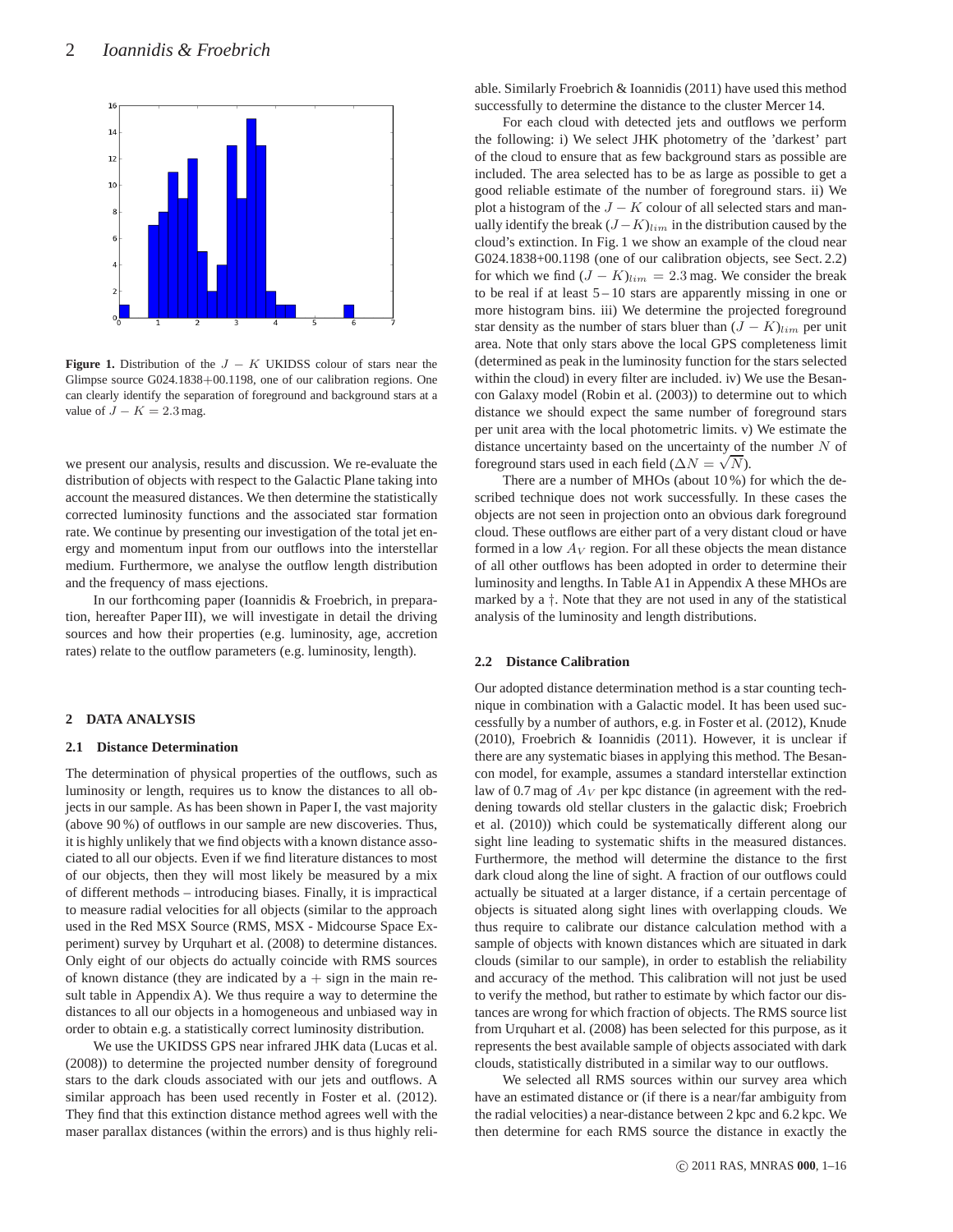**Figure 1.** Distribution of the $J-K$ UKIDSS colour of stars near the Glimpse source G024.1838+00.1198, one of our calibration regions. One can clearly identify the separation of foreground and background stars at a value of $J-K = 2.3$ mag.

we present our analysis, results and discussion. We re-evaluate the distribution of objects with respect to the Galactic Plane taking into account the measured distances. We then determine the statistically corrected luminosity functions and the associated star formation rate. We continue by presenting our investigation of the total jet energy and momentum input from our outflows into the interstellar medium. Furthermore, we analyse the outflow length distribution and the frequency of mass ejections.

In our forthcoming paper (Ioannidis & Froebrich, in preparation, hereafter Paper III), we will investigate in detail the driving sources and how their properties (e.g. luminosity, age, accretion rates) relate to the outflow parameters (e.g. luminosity, length).

## 2 DATA ANALYSIS

### 2.1 Distance Determination

The determination of physical properties of the outflows, such as luminosity or length, requires us to know the distances to all objects in our sample. As has been shown in Paper I, the vast majority (above 90 %) of outflows in our sample are new discoveries. Thus, it is highly unlikely that we find objects with a known distance associated to all our objects. Even if we find literature distances to most of our objects, then they will most likely be measured by a mix of different methods – introducing biases. Finally, it is impractical to measure radial velocities for all objects (similar to the approach used in the Red MSX Source (RMS, MSX - Midcourse Space Experiment) survey by Urquhart et al. (2008) to determine distances. Only eight of our objects do actually coincide with RMS sources of known distance (they are indicated by a + sign in the main result table in Appendix A). We thus require a way to determine the distances to all our objects in a homogeneous and unbiased way in order to obtain e.g. a statistically correct luminosity distribution.

We use the UKIDSS GPS near infrared JHK data (Lucas et al. (2008)) to determine the projected number density of foreground stars to the dark clouds associated with our jets and outflows. A similar approach has been used recently in Foster et al. (2012). They find that this extinction distance method agrees well with the maser parallax distances (within the errors) and is thus highly reliable. Similarly Froebrich & Ioannidis (2011) have used this method successfully to determine the distance to the cluster Mercer 14.

For each cloud with detected jets and outflows we perform the following: i) We select JHK photometry of the 'darkest' part of the cloud to ensure that as few background stars as possible are included. The area selected has to be as large as possible to get a good reliable estimate of the number of foreground stars. ii) We plot a histogram of the $J-K$ colour of all selected stars and manually identify the break $(J-K)_{lim}$ in the distribution caused by the cloud's extinction. In Fig. 1 we show an example of the cloud near G024.1838+00.1198 (one of our calibration objects, see Sect. 2.2) for which we find $(J-K)_{lim} = 2.3$ mag. We consider the break to be real if at least 5 – 10 stars are apparently missing in one or more histogram bins. iii) We determine the projected foreground star density as the number of stars bluer than $(J-K)_{lim}$ per unit area. Note that only stars above the local GPS completeness limit (determined as peak in the luminosity function for the stars selected within the cloud) in every filter are included. iv) We use the Besancon Galaxy model (Robin et al. (2003)) to determine out to which distance we should expect the same number of foreground stars per unit area with the local photometric limits. v) We estimate the distance uncertainty based on the uncertainty of the number $N$ of foreground stars used in each field ($\Delta N = \sqrt{N}$).

There are a number of MHOs (about 10 %) for which the described technique does not work successfully. In these cases the objects are not seen in projection onto an obvious dark foreground cloud. These outflows are either part of a very distant cloud or have formed in a low $A_V$ region. For all these objects the mean distance of all other outflows has been adopted in order to determine their luminosity and lengths. In Table A1 in Appendix A these MHOs are marked by a †. Note that they are not used in any of the statistical analysis of the luminosity and length distributions.

### 2.2 Distance Calibration

Our adopted distance determination method is a star counting technique in combination with a Galactic model. It has been used successfully by a number of authors, e.g. in Foster et al. (2012), Knude (2010), Froebrich & Ioannidis (2011). However, it is unclear if there are any systematic biases in applying this method. The Besancon model, for example, assumes a standard interstellar extinction law of 0.7 mag of $A_V$ per kpc distance (in agreement with the reddening towards old stellar clusters in the galactic disk; Froebrich et al. (2010)) which could be systematically different along our sight line leading to systematic shifts in the measured distances. Furthermore, the method will determine the distance to the first dark cloud along the line of sight. A fraction of our outflows could actually be situated at a larger distance, if a certain percentage of objects is situated along sight lines with overlapping clouds. We thus require to calibrate our distance calculation method with a sample of objects with known distances which are situated in dark clouds (similar to our sample), in order to establish the reliability and accuracy of the method. This calibration will not just be used to verify the method, but rather to estimate by which factor our distances are wrong for which fraction of objects. The RMS source list from Urquhart et al. (2008) has been selected for this purpose, as it represents the best available sample of objects associated with dark clouds, statistically distributed in a similar way to our outflows.

We selected all RMS sources within our survey area which have an estimated distance or (if there is a near/far ambiguity from the radial velocities) a near-distance between 2 kpc and 6.2 kpc. We then determine for each RMS source the distance in exactly the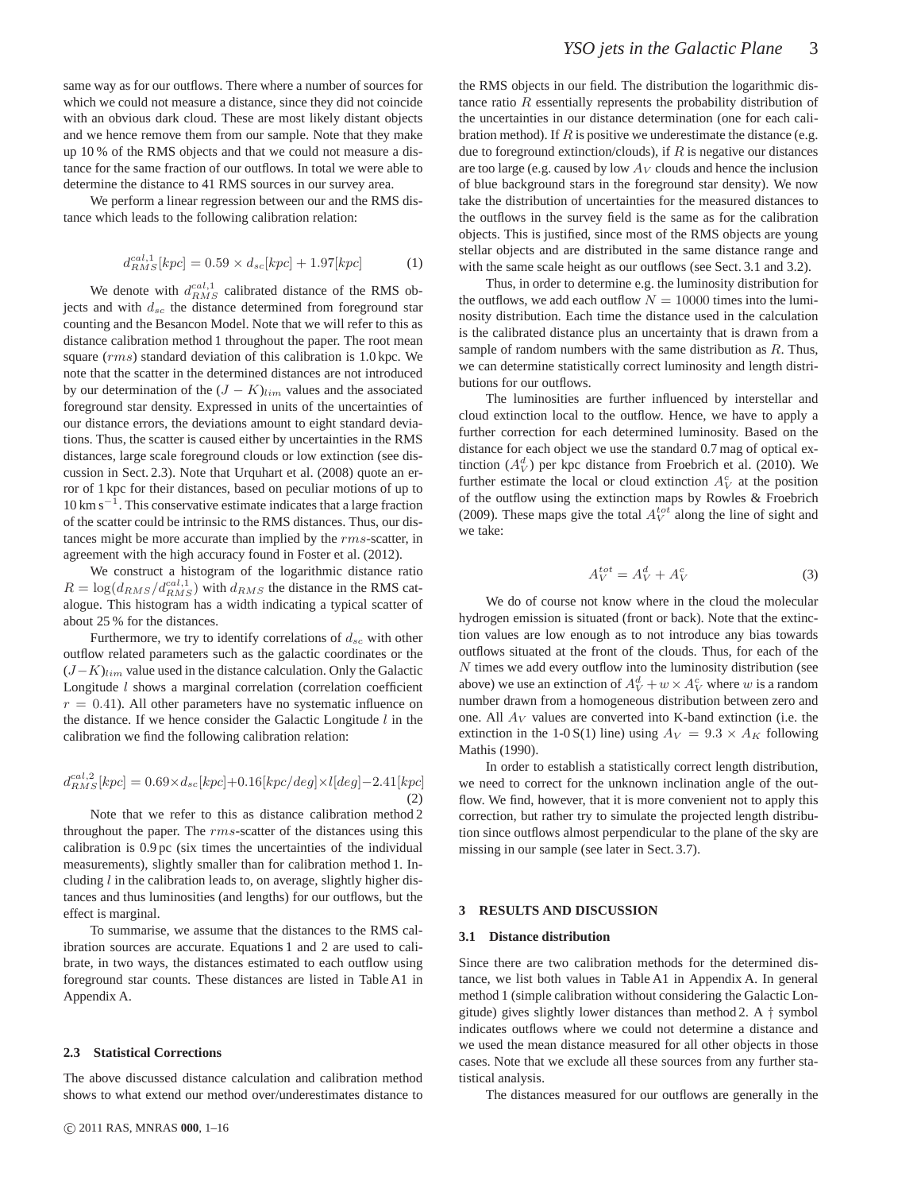same way as for our outflows. There where a number of sources for which we could not measure a distance, since they did not coincide with an obvious dark cloud. These are most likely distant objects and we hence remove them from our sample. Note that they make up 10 % of the RMS objects and that we could not measure a distance for the same fraction of our outflows. In total we were able to determine the distance to 41 RMS sources in our survey area.

We perform a linear regression between our and the RMS distance which leads to the following calibration relation:

$$d^{cal,1}_{RMS}[kpc] = 0.59 \times d_{sc}[kpc] + 1.97[kpc] \quad (1)$$

We denote with $d^{cal,1}_{RMS}$ calibrated distance of the RMS objects and with $d_{sc}$ the distance determined from foreground star counting and the Besancon Model. Note that we will refer to this as distance calibration method 1 throughout the paper. The root mean square ($rms$) standard deviation of this calibration is 1.0 kpc. We note that the scatter in the determined distances are not introduced by our determination of the $(J-K)_{lim}$ values and the associated foreground star density. Expressed in units of the uncertainties of our distance errors, the deviations amount to eight standard deviations. Thus, the scatter is caused either by uncertainties in the RMS distances, large scale foreground clouds or low extinction (see discussion in Sect. 2.3). Note that Urquhart et al. (2008) quote an error of 1 kpc for their distances, based on peculiar motions of up to 10 km s$^{-1}$. This conservative estimate indicates that a large fraction of the scatter could be intrinsic to the RMS distances. Thus, our distances might be more accurate than implied by the $rms$-scatter, in agreement with the high accuracy found in Foster et al. (2012).

We construct a histogram of the logarithmic distance ratio $R = \log(d_{RMS}/d^{cal,1}_{RMS})$ with $d_{RMS}$ the distance in the RMS catalogue. This histogram has a width indicating a typical scatter of about 25 % for the distances.

Furthermore, we try to identify correlations of $d_{sc}$ with other outflow related parameters such as the galactic coordinates or the $(J-K)_{lim}$ value used in the distance calculation. Only the Galactic Longitude $l$ shows a marginal correlation (correlation coefficient $r = 0.41$). All other parameters have no systematic influence on the distance. If we hence consider the Galactic Longitude $l$ in the calibration we find the following calibration relation:

$$d^{cal,2}_{RMS}[kpc] = 0.69 \times d_{sc}[kpc] + 0.16[kpc/deg] \times l[deg] - 2.41[kpc] \quad (2)$$

Note that we refer to this as distance calibration method 2 throughout the paper. The $rms$-scatter of the distances using this calibration is 0.9 pc (six times the uncertainties of the individual measurements), slightly smaller than for calibration method 1. Including $l$ in the calibration leads to, on average, slightly higher distances and thus luminosities (and lengths) for our outflows, but the effect is marginal.

To summarise, we assume that the distances to the RMS calibration sources are accurate. Equations 1 and 2 are used to calibrate, in two ways, the distances estimated to each outflow using foreground star counts. These distances are listed in Table A1 in Appendix A.

### 2.3 Statistical Corrections

The above discussed distance calculation and calibration method shows to what extend our method over/underestimates distance to the RMS objects in our field. The distribution the logarithmic distance ratio $R$ essentially represents the probability distribution of the uncertainties in our distance determination (one for each calibration method). If $R$ is positive we underestimate the distance (e.g. due to foreground extinction/clouds), if $R$ is negative our distances are too large (e.g. caused by low $A_V$ clouds and hence the inclusion of blue background stars in the foreground star density). We now take the distribution of uncertainties for the measured distances to the outflows in the survey field is the same as for the calibration objects. This is justified, since most of the RMS objects are young stellar objects and are distributed in the same distance range and with the same scale height as our outflows (see Sect. 3.1 and 3.2).

Thus, in order to determine e.g. the luminosity distribution for the outflows, we add each outflow $N = 10000$ times into the luminosity distribution. Each time the distance used in the calculation is the calibrated distance plus an uncertainty that is drawn from a sample of random numbers with the same distribution as $R$. Thus, we can determine statistically correct luminosity and length distributions for our outflows.

The luminosities are further influenced by interstellar and cloud extinction local to the outflow. Hence, we have to apply a further correction for each determined luminosity. Based on the distance for each object we use the standard 0.7 mag of optical extinction ($A^d_V$) per kpc distance from Froebrich et al. (2010). We further estimate the local or cloud extinction $A^c_V$ at the position of the outflow using the extinction maps by Rowles & Froebrich (2009). These maps give the total $A^{tot}_V$ along the line of sight and we take:

$$A^{tot}_V = A^d_V + A^c_V \quad (3)$$

We do of course not know where in the cloud the molecular hydrogen emission is situated (front or back). Note that the extinction values are low enough as to not introduce any bias towards outflows situated at the front of the clouds. Thus, for each of the $N$ times we add every outflow into the luminosity distribution (see above) we use an extinction of $A^d_V + w \times A^c_V$ where $w$ is a random number drawn from a homogeneous distribution between zero and one. All $A_V$ values are converted into K-band extinction (i.e. the extinction in the 1-0 S(1) line) using $A_V = 9.3 \times A_K$ following Mathis (1990).

In order to establish a statistically correct length distribution, we need to correct for the unknown inclination angle of the outflow. We find, however, that it is more convenient not to apply this correction, but rather try to simulate the projected length distribution since outflows almost perpendicular to the plane of the sky are missing in our sample (see later in Sect. 3.7).

## 3 RESULTS AND DISCUSSION

### 3.1 Distance distribution

Since there are two calibration methods for the determined distance, we list both values in Table A1 in Appendix A. In general method 1 (simple calibration without considering the Galactic Longitude) gives slightly lower distances than method 2. A † symbol indicates outflows where we could not determine a distance and we used the mean distance measured for all other objects in those cases. Note that we exclude all these sources from any further statistical analysis.

The distances measured for our outflows are generally in the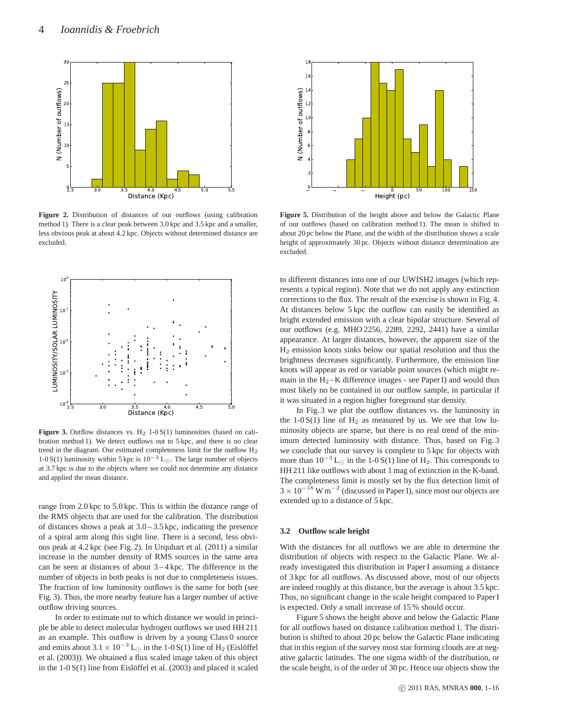**Figure 2.** Distribution of distances of our outflows (using calibration method 1). There is a clear peak between 3.0 kpc and 3.5 kpc and a smaller, less obvious peak at about 4.2 kpc. Objects without determined distance are excluded.

**Figure 5.** Distribution of the height above and below the Galactic Plane of our outflows (based on calibration method 1). The mean is shifted to about 20 pc below the Plane, and the width of the distribution shows a scale height of approximately 30 pc. Objects without distance determination are excluded.

**Figure 3.** Outflow distances vs. $H_2$ 1-0 S(1) luminosities (based on calibration method 1). We detect outflows out to 5 kpc, and there is no clear trend in the diagram. Our estimated completeness limit for the outflow $H_2$ 1-0 S(1) luminosity within 5 kpc is $10^{-3}$ $L_\odot$. The large number of objects at 3.7 kpc is due to the objects where we could not determine any distance and applied the mean distance.

range from 2.0 kpc to 5.0 kpc. This is within the distance range of the RMS objects that are used for the calibration. The distribution of distances shows a peak at 3.0 – 3.5 kpc, indicating the presence of a spiral arm along this sight line. There is a second, less obvious peak at 4.2 kpc (see Fig. 2). In Urquhart et al. (2011) a similar increase in the number density of RMS sources in the same area can be seen at distances of about 3 – 4 kpc. The difference in the number of objects in both peaks is not due to completeness issues. The fraction of low luminosity outflows is the same for both (see Fig. 3). Thus, the more nearby feature has a larger number of active outflow driving sources.

In order to estimate out to which distance we would in principle be able to detect molecular hydrogen outflows we used HH 211 as an example. This outflow is driven by a young Class 0 source and emits about $3.1 \times 10^{-3}$ $L_\odot$ in the 1-0 S(1) line of $H_2$ (Eislöffel et al. (2003)). We obtained a flux scaled image taken of this object in the 1-0 S(1) line from Eislöffel et al. (2003) and placed it scaled to different distances into one of our UWISH2 images (which represents a typical region). Note that we do not apply any extinction corrections to the flux. The result of the exercise is shown in Fig. 4. At distances below 5 kpc the outflow can easily be identified as bright extended emission with a clear bipolar structure. Several of our outflows (e.g. MHO 2256, 2289, 2292, 2441) have a similar appearance. At larger distances, however, the apparent size of the $H_2$ emission knots sinks below our spatial resolution and thus the brightness decreases significantly. Furthermore, the emission line knots will appear as red or variable point sources (which might remain in the $H_2$ - K difference images - see Paper I) and would thus most likely no be contained in our outflow sample, in particular if it was situated in a region higher foreground star density.

In Fig. 3 we plot the outflow distances vs. the luminosity in the 1-0 S(1) line of $H_2$ as measured by us. We see that low luminosity objects are sparse, but there is no real trend of the minimum detected luminosity with distance. Thus, based on Fig. 3 we conclude that our survey is complete to 5 kpc for objects with more than $10^{-3}$ $L_\odot$ in the 1-0 S(1) line of $H_2$. This corresponds to HH 211 like outflows with about 1 mag of extinction in the K-band. The completeness limit is mostly set by the flux detection limit of $3 \times 10^{-18}$ W m$^{-2}$ (discussed in Paper I), since most our objects are extended up to a distance of 5 kpc.

### 3.2 Outflow scale height

With the distances for all outflows we are able to determine the distribution of objects with respect to the Galactic Plane. We already investigated this distribution in Paper I assuming a distance of 3 kpc for all outflows. As discussed above, most of our objects are indeed roughly at this distance, but the average is about 3.5 kpc. Thus, no significant change in the scale height compared to Paper I is expected. Only a small increase of 15 % should occur.

Figure 5 shows the height above and below the Galactic Plane for all outflows based on distance calibration method 1. The distribution is shifted to about 20 pc below the Galactic Plane indicating that in this region of the survey most star forming clouds are at negative galactic latitudes. The one sigma width of the distribution, or the scale height, is of the order of 30 pc. Hence our objects show the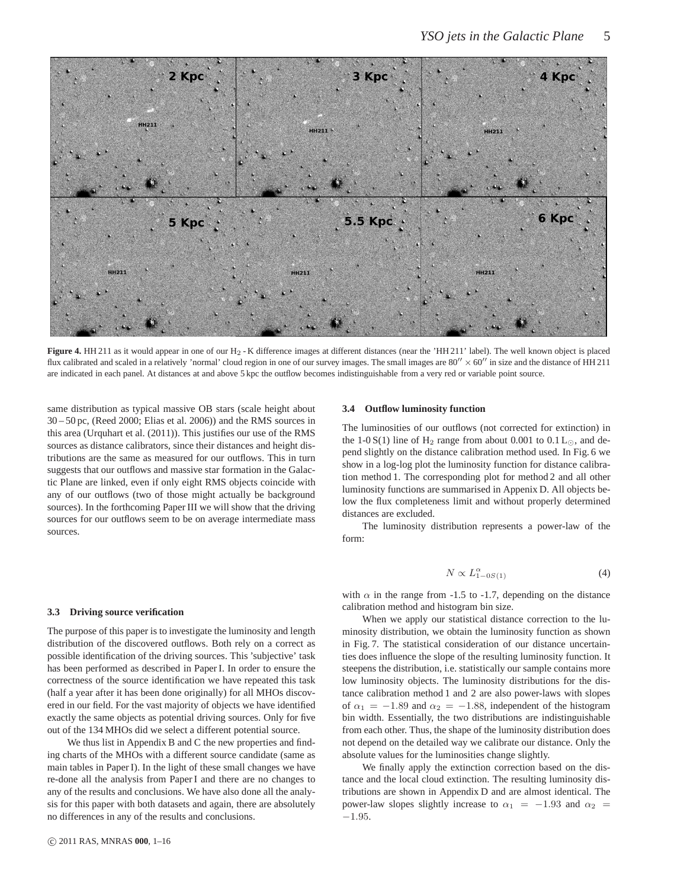**Figure 4.** HH 211 as it would appear in one of our $H_2$ - K difference images at different distances (near the 'HH 211' label). The well known object is placed flux calibrated and scaled in a relatively 'normal' cloud region in one of our survey images. The small images are $80'' \times 60''$ in size and the distance of HH 211 are indicated in each panel. At distances at and above 5 kpc the outflow becomes indistinguishable from a very red or variable point source.

same distribution as typical massive OB stars (scale height about 30 – 50 pc, (Reed 2000; Elias et al. 2006)) and the RMS sources in this area (Urquhart et al. (2011)). This justifies our use of the RMS sources as distance calibrators, since their distances and height distributions are the same as measured for our outflows. This in turn suggests that our outflows and massive star formation in the Galactic Plane are linked, even if only eight RMS objects coincide with any of our outflows (two of those might actually be background sources). In the forthcoming Paper III we will show that the driving sources for our outflows seem to be on average intermediate mass sources.

### 3.3 Driving source verification

The purpose of this paper is to investigate the luminosity and length distribution of the discovered outflows. Both rely on a correct as possible identification of the driving sources. This 'subjective' task has been performed as described in Paper I. In order to ensure the correctness of the source identification we have repeated this task (half a year after it has been done originally) for all MHOs discovered in our field. For the vast majority of objects we have identified exactly the same objects as potential driving sources. Only for five out of the 134 MHOs did we select a different potential source.

We thus list in Appendix B and C the new properties and finding charts of the MHOs with a different source candidate (same as main tables in Paper I). In the light of these small changes we have re-done all the analysis from Paper I and there are no changes to any of the results and conclusions. We have also done all the analysis for this paper with both datasets and again, there are absolutely no differences in any of the results and conclusions.

### 3.4 Outflow luminosity function

The luminosities of our outflows (not corrected for extinction) in the 1-0 S(1) line of $H_2$ range from about 0.001 to 0.1 $L_\odot$, and depend slightly on the distance calibration method used. In Fig. 6 we show in a log-log plot the luminosity function for distance calibration method 1. The corresponding plot for method 2 and all other luminosity functions are summarised in Appenix D. All objects below the flux completeness limit and without properly determined distances are excluded.

The luminosity distribution represents a power-law of the form:

$$N \propto L^{\alpha}_{1-0S(1)} \tag{4}$$

with $\alpha$ in the range from -1.5 to -1.7, depending on the distance calibration method and histogram bin size.

When we apply our statistical distance correction to the luminosity distribution, we obtain the luminosity function as shown in Fig. 7. The statistical consideration of our distance uncertainties does influence the slope of the resulting luminosity function. It steepens the distribution, i.e. statistically our sample contains more low luminosity objects. The luminosity distributions for the distance calibration method 1 and 2 are also power-laws with slopes of $\alpha_1 = -1.89$ and $\alpha_2 = -1.88$, independent of the histogram bin width. Essentially, the two distributions are indistinguishable from each other. Thus, the shape of the luminosity distribution does not depend on the detailed way we calibrate our distance. Only the absolute values for the luminosities change slightly.

We finally apply the extinction correction based on the distance and the local cloud extinction. The resulting luminosity distributions are shown in Appendix D and are almost identical. The power-law slopes slightly increase to $\alpha_1 = -1.93$ and $\alpha_2 = -1.95$.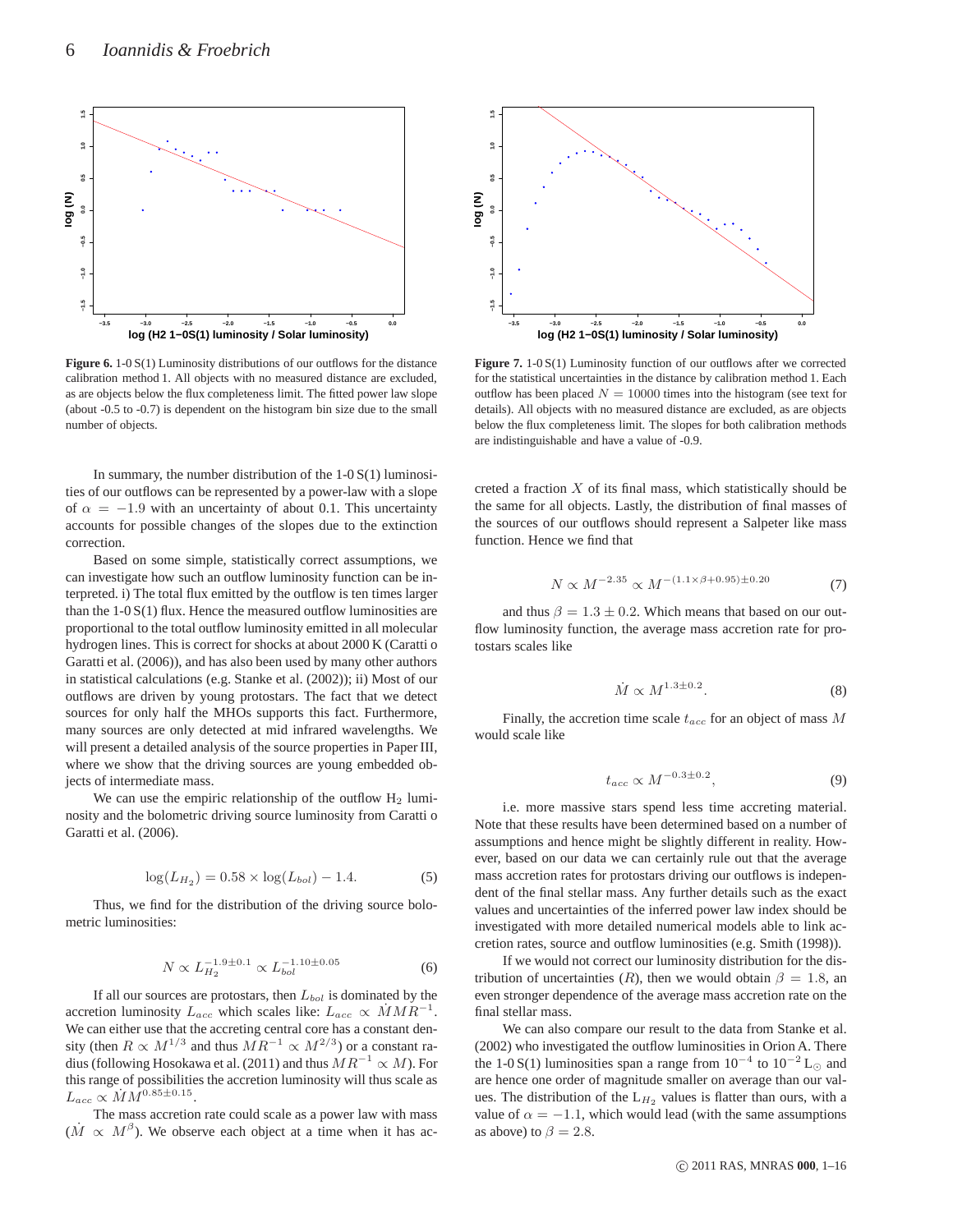**Figure 6.** 1-0 S(1) Luminosity distributions of our outflows for the distance calibration method 1. All objects with no measured distance are excluded, as are objects below the flux completeness limit. The fitted power law slope (about -0.5 to -0.7) is dependent on the histogram bin size due to the small number of objects.

**Figure 7.** 1-0 S(1) Luminosity function of our outflows after we corrected for the statistical uncertainties in the distance by calibration method 1. Each outflow has been placed $N = 10000$ times into the histogram (see text for details). All objects with no measured distance are excluded, as are objects below the flux completeness limit. The slopes for both calibration methods are indistinguishable and have a value of -0.9.

In summary, the number distribution of the 1-0 S(1) luminosities of our outflows can be represented by a power-law with a slope of $\alpha = -1.9$ with an uncertainty of about 0.1. This uncertainty accounts for possible changes of the slopes due to the extinction correction.

Based on some simple, statistically correct assumptions, we can investigate how such an outflow luminosity function can be interpreted. i) The total flux emitted by the outflow is ten times larger than the 1-0 S(1) flux. Hence the measured outflow luminosities are proportional to the total outflow luminosity emitted in all molecular hydrogen lines. This is correct for shocks at about 2000 K (Caratti o Garatti et al. (2006)), and has also been used by many other authors in statistical calculations (e.g. Stanke et al. (2002)); ii) Most of our outflows are driven by young protostars. The fact that we detect sources for only half the MHOs supports this fact. Furthermore, many sources are only detected at mid infrared wavelengths. We will present a detailed analysis of the source properties in Paper III, where we show that the driving sources are young embedded objects of intermediate mass.

We can use the empiric relationship of the outflow $H_2$ luminosity and the bolometric driving source luminosity from Caratti o Garatti et al. (2006).

$$\log(L_{H_2}) = 0.58 \times \log(L_{bol}) - 1.4. \tag{5}$$

Thus, we find for the distribution of the driving source bolometric luminosities:

$$N \propto L_{H_2}^{-1.9 \pm 0.1} \propto L_{bol}^{-1.10 \pm 0.05} \tag{6}$$

If all our sources are protostars, then $L_{bol}$ is dominated by the accretion luminosity $L_{acc}$ which scales like: $L_{acc} \propto \dot{M} M R^{-1}$. We can either use that the accreting central core has a constant density (then $R \propto M^{1/3}$ and thus $MR^{-1} \propto M^{2/3}$) or a constant radius (following Hosokawa et al. (2011) and thus $MR^{-1} \propto M$). For this range of possibilities the accretion luminosity will thus scale as $L_{acc} \propto \dot{M} M^{0.85 \pm 0.15}$.

The mass accretion rate could scale as a power law with mass ($\dot{M} \propto M^{\beta}$). We observe each object at a time when it has accreted a fraction $X$ of its final mass, which statistically should be the same for all objects. Lastly, the distribution of final masses of the sources of our outflows should represent a Salpeter like mass function. Hence we find that

$$N \propto M^{-2.35} \propto M^{-(1.1 \times \beta + 0.95) \pm 0.20} \tag{7}$$

and thus $\beta = 1.3 \pm 0.2$. Which means that based on our outflow luminosity function, the average mass accretion rate for protostars scales like

$$\dot{M} \propto M^{1.3 \pm 0.2}. \tag{8}$$

Finally, the accretion time scale $t_{acc}$ for an object of mass $M$ would scale like

$$t_{acc} \propto M^{-0.3 \pm 0.2}, \tag{9}$$

i.e. more massive stars spend less time accreting material. Note that these results have been determined based on a number of assumptions and hence might be slightly different in reality. However, based on our data we can certainly rule out that the average mass accretion rates for protostars driving our outflows is independent of the final stellar mass. Any further details such as the exact values and uncertainties of the inferred power law index should be investigated with more detailed numerical models able to link accretion rates, source and outflow luminosities (e.g. Smith (1998)).

If we would not correct our luminosity distribution for the distribution of uncertainties ($R$), then we would obtain $\beta = 1.8$, an even stronger dependence of the average mass accretion rate on the final stellar mass.

We can also compare our result to the data from Stanke et al. (2002) who investigated the outflow luminosities in Orion A. There the 1-0 S(1) luminosities span a range from $10^{-4}$ to $10^{-2}\,L_{\odot}$ and are hence one order of magnitude smaller on average than our values. The distribution of the $L_{H_2}$ values is flatter than ours, with a value of $\alpha = -1.1$, which would lead (with the same assumptions as above) to $\beta = 2.8$.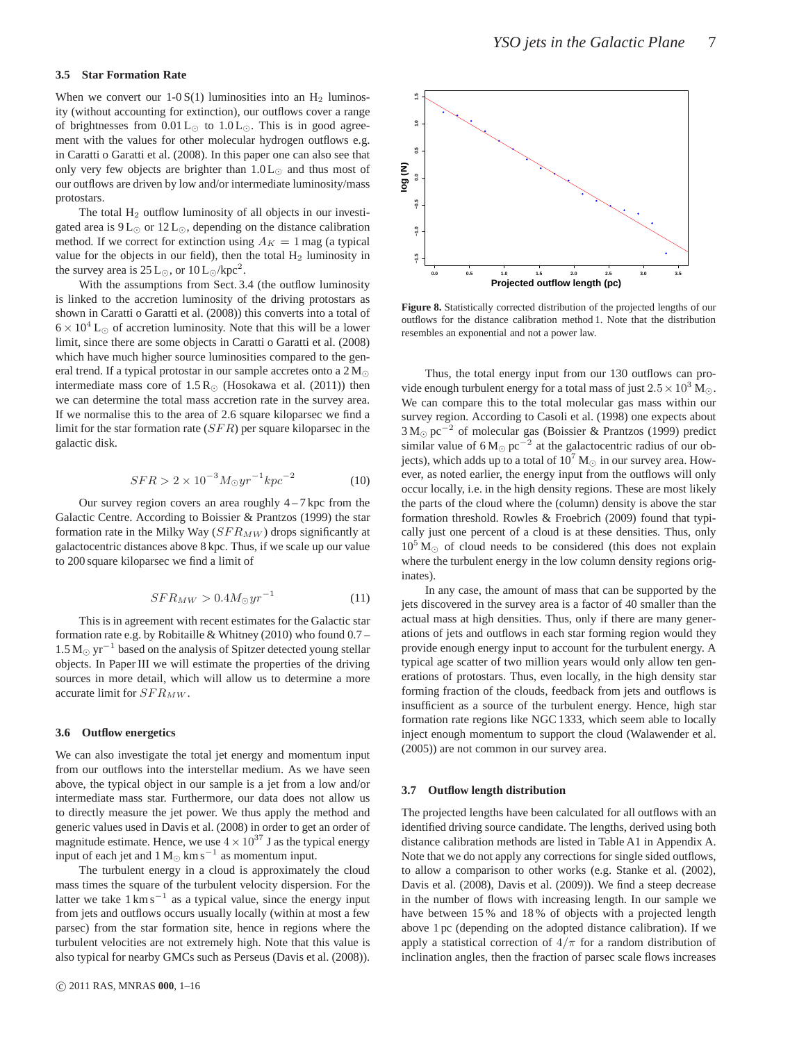### 3.5 Star Formation Rate

When we convert our 1-0 S(1) luminosities into an $H_2$ luminosity (without accounting for extinction), our outflows cover a range of brightnesses from $0.01\,L_\odot$ to $1.0\,L_\odot$. This is in good agreement with the values for other molecular hydrogen outflows e.g. in Caratti o Garatti et al. (2008). In this paper one can also see that only very few objects are brighter than $1.0\,L_\odot$ and thus most of our outflows are driven by low and/or intermediate luminosity/mass protostars.

The total $H_2$ outflow luminosity of all objects in our investigated area is $9\,L_\odot$ or $12\,L_\odot$, depending on the distance calibration method. If we correct for extinction using $A_K = 1$ mag (a typical value for the objects in our field), then the total $H_2$ luminosity in the survey area is $25\,L_\odot$, or $10\,L_\odot/\mathrm{kpc}^2$.

With the assumptions from Sect. 3.4 (the outflow luminosity is linked to the accretion luminosity of the driving protostars as shown in Caratti o Garatti et al. (2008)) this converts into a total of $6 \times 10^4\,L_\odot$ of accretion luminosity. Note that this will be a lower limit, since there are some objects in Caratti o Garatti et al. (2008) which have much higher source luminosities compared to the general trend. If a typical protostar in our sample accretes onto a $2\,M_\odot$ intermediate mass core of $1.5\,R_\odot$ (Hosokawa et al. (2011)) then we can determine the total mass accretion rate in the survey area. If we normalise this to the area of 2.6 square kiloparsec we find a limit for the star formation rate ($SFR$) per square kiloparsec in the galactic disk.

$$SFR > 2 \times 10^{-3} M_\odot yr^{-1} kpc^{-2} \tag{10}$$

Our survey region covers an area roughly 4 – 7 kpc from the Galactic Centre. According to Boissier & Prantzos (1999) the star formation rate in the Milky Way ($SFR_{MW}$) drops significantly at galactocentric distances above 8 kpc. Thus, if we scale up our value to 200 square kiloparsec we find a limit of

$$SFR_{MW} > 0.4 M_\odot yr^{-1} \tag{11}$$

This is in agreement with recent estimates for the Galactic star formation rate e.g. by Robitaille & Whitney (2010) who found 0.7 – $1.5\,M_\odot\,\mathrm{yr}^{-1}$ based on the analysis of Spitzer detected young stellar objects. In Paper III we will estimate the properties of the driving sources in more detail, which will allow us to determine a more accurate limit for $SFR_{MW}$.

### 3.6 Outflow energetics

We can also investigate the total jet energy and momentum input from our outflows into the interstellar medium. As we have seen above, the typical object in our sample is a jet from a low and/or intermediate mass star. Furthermore, our data does not allow us to directly measure the jet power. We thus apply the method and generic values used in Davis et al. (2008) in order to get an order of magnitude estimate. Hence, we use $4 \times 10^{37}$ J as the typical energy input of each jet and $1\,M_\odot\,\mathrm{km\,s^{-1}}$ as momentum input.

The turbulent energy in a cloud is approximately the cloud mass times the square of the turbulent velocity dispersion. For the latter we take $1\,\mathrm{km\,s^{-1}}$ as a typical value, since the energy input from jets and outflows occurs usually locally (within at most a few parsec) from the star formation site, hence in regions where the turbulent velocities are not extremely high. Note that this value is also typical for nearby GMCs such as Perseus (Davis et al. (2008)).

**Figure 8.** Statistically corrected distribution of the projected lengths of our outflows for the distance calibration method 1. Note that the distribution resembles an exponential and not a power law.

Thus, the total energy input from our 130 outflows can provide enough turbulent energy for a total mass of just $2.5 \times 10^3\,M_\odot$. We can compare this to the total molecular gas mass within our survey region. According to Casoli et al. (1998) one expects about $3\,M_\odot\,\mathrm{pc}^{-2}$ of molecular gas (Boissier & Prantzos (1999) predict similar value of $6\,M_\odot\,\mathrm{pc}^{-2}$ at the galactocentric radius of our objects), which adds up to a total of $10^7\,M_\odot$ in our survey area. However, as noted earlier, the energy input from the outflows will only occur locally, i.e. in the high density regions. These are most likely the parts of the cloud where the (column) density is above the star formation threshold. Rowles & Froebrich (2009) found that typically just one percent of a cloud is at these densities. Thus, only $10^5\,M_\odot$ of cloud needs to be considered (this does not explain where the turbulent energy in the low column density regions originates).

In any case, the amount of mass that can be supported by the jets discovered in the survey area is a factor of 40 smaller than the actual mass at high densities. Thus, only if there are many generations of jets and outflows in each star forming region would they provide enough energy input to account for the turbulent energy. A typical age scatter of two million years would only allow ten generations of protostars. Thus, even locally, in the high density star forming fraction of the clouds, feedback from jets and outflows is insufficient as a source of the turbulent energy. Hence, high star formation rate regions like NGC 1333, which seem able to locally inject enough momentum to support the cloud (Walawender et al. (2005)) are not common in our survey area.

### 3.7 Outflow length distribution

The projected lengths have been calculated for all outflows with an identified driving source candidate. The lengths, derived using both distance calibration methods are listed in Table A1 in Appendix A. Note that we do not apply any corrections for single sided outflows, to allow a comparison to other works (e.g. Stanke et al. (2002), Davis et al. (2008), Davis et al. (2009)). We find a steep decrease in the number of flows with increasing length. In our sample we have between 15 % and 18 % of objects with a projected length above 1 pc (depending on the adopted distance calibration). If we apply a statistical correction of $4/\pi$ for a random distribution of inclination angles, then the fraction of parsec scale flows increases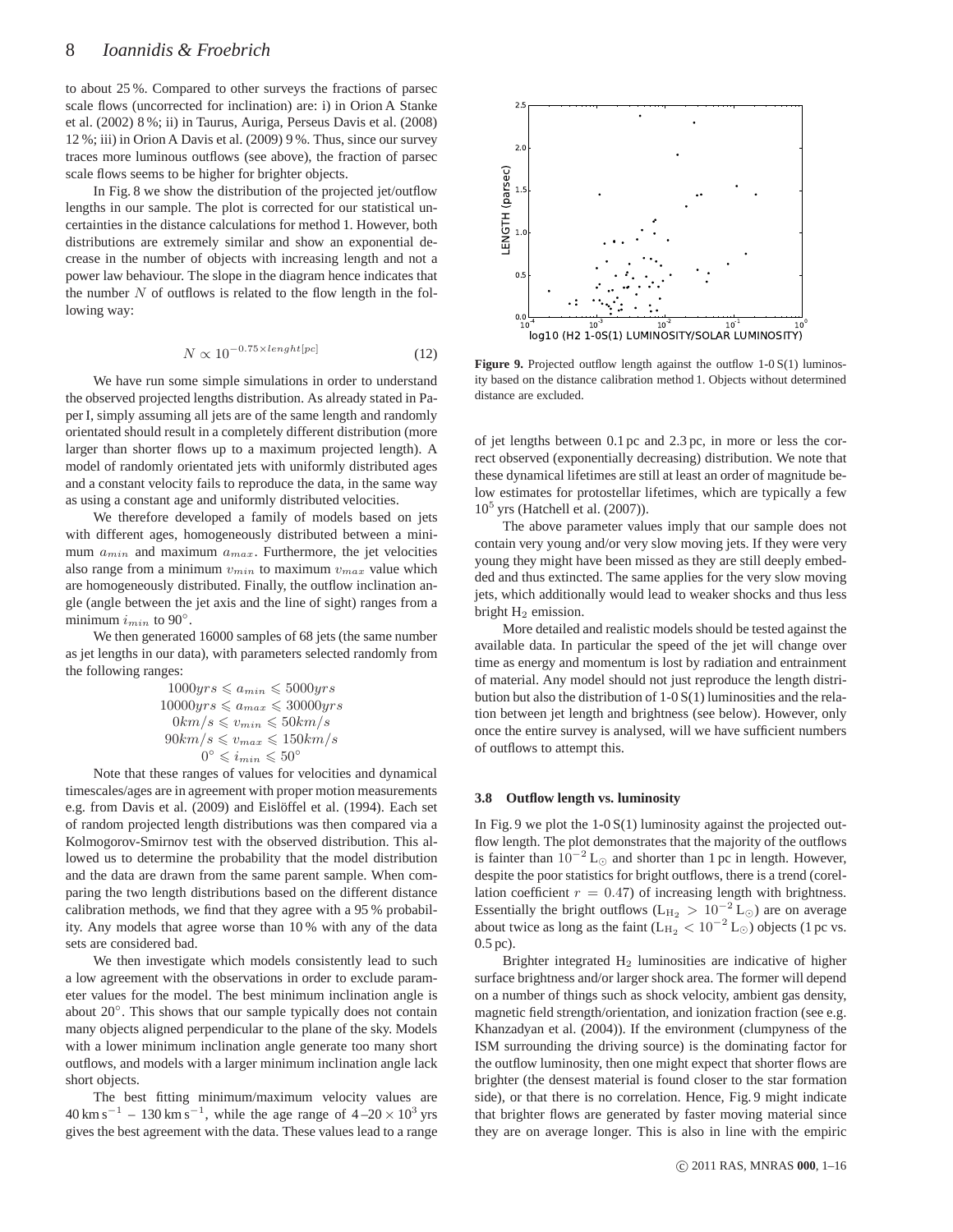to about 25 %. Compared to other surveys the fractions of parsec scale flows (uncorrected for inclination) are: i) in Orion A Stanke et al. (2002) 8 %; ii) in Taurus, Auriga, Perseus Davis et al. (2008) 12 %; iii) in Orion A Davis et al. (2009) 9 %. Thus, since our survey traces more luminous outflows (see above), the fraction of parsec scale flows seems to be higher for brighter objects.

In Fig. 8 we show the distribution of the projected jet/outflow lengths in our sample. The plot is corrected for our statistical uncertainties in the distance calculations for method 1. However, both distributions are extremely similar and show an exponential decrease in the number of objects with increasing length and not a power law behaviour. The slope in the diagram hence indicates that the number $N$ of outflows is related to the flow length in the following way:

$$N \propto 10^{-0.75 \times lenght[pc]} \tag{12}$$

We have run some simple simulations in order to understand the observed projected lengths distribution. As already stated in Paper I, simply assuming all jets are of the same length and randomly orientated should result in a completely different distribution (more larger than shorter flows up to a maximum projected length). A model of randomly orientated jets with uniformly distributed ages and a constant velocity fails to reproduce the data, in the same way as using a constant age and uniformly distributed velocities.

We therefore developed a family of models based on jets with different ages, homogeneously distributed between a minimum $a_{min}$ and maximum $a_{max}$. Furthermore, the jet velocities also range from a minimum $v_{min}$ to maximum $v_{max}$ value which are homogeneously distributed. Finally, the outflow inclination angle (angle between the jet axis and the line of sight) ranges from a minimum $i_{min}$ to 90°.

We then generated 16000 samples of 68 jets (the same number as jet lengths in our data), with parameters selected randomly from the following ranges:

$$1000yrs \leqslant a_{min} \leqslant 5000yrs$$
$$10000yrs \leqslant a_{max} \leqslant 30000yrs$$
$$0km/s \leqslant v_{min} \leqslant 50km/s$$
$$90km/s \leqslant v_{max} \leqslant 150km/s$$
$$0^\circ \leqslant i_{min} \leqslant 50^\circ$$

Note that these ranges of values for velocities and dynamical timescales/ages are in agreement with proper motion measurements e.g. from Davis et al. (2009) and Eislöffel et al. (1994). Each set of random projected length distributions was then compared via a Kolmogorov-Smirnov test with the observed distribution. This allowed us to determine the probability that the model distribution and the data are drawn from the same parent sample. When comparing the two length distributions based on the different distance calibration methods, we find that they agree with a 95 % probability. Any models that agree worse than 10 % with any of the data sets are considered bad.

We then investigate which models consistently lead to such a low agreement with the observations in order to exclude parameter values for the model. The best minimum inclination angle is about 20°. This shows that our sample typically does not contain many objects aligned perpendicular to the plane of the sky. Models with a lower minimum inclination angle generate too many short outflows, and models with a larger minimum inclination angle lack short objects.

The best fitting minimum/maximum velocity values are 40 km s$^{-1}$ – 130 km s$^{-1}$, while the age range of 4 –20 × 10$^3$ yrs gives the best agreement with the data. These values lead to a range of jet lengths between 0.1 pc and 2.3 pc, in more or less the correct observed (exponentially decreasing) distribution. We note that these dynamical lifetimes are still at least an order of magnitude below estimates for protostellar lifetimes, which are typically a few 10$^5$ yrs (Hatchell et al. (2007)).

**Figure 9.** Projected outflow length against the outflow 1-0 S(1) luminosity based on the distance calibration method 1. Objects without determined distance are excluded.

The above parameter values imply that our sample does not contain very young and/or very slow moving jets. If they were very young they might have been missed as they are still deeply embedded and thus extincted. The same applies for the very slow moving jets, which additionally would lead to weaker shocks and thus less bright $H_2$ emission.

More detailed and realistic models should be tested against the available data. In particular the speed of the jet will change over time as energy and momentum is lost by radiation and entrainment of material. Any model should not just reproduce the length distribution but also the distribution of 1-0 S(1) luminosities and the relation between jet length and brightness (see below). However, only once the entire survey is analysed, will we have sufficient numbers of outflows to attempt this.

### 3.8 Outflow length vs. luminosity

In Fig. 9 we plot the 1-0 S(1) luminosity against the projected outflow length. The plot demonstrates that the majority of the outflows is fainter than $10^{-2}\,L_\odot$ and shorter than 1 pc in length. However, despite the poor statistics for bright outflows, there is a trend (corellation coefficient $r = 0.47$) of increasing length with brightness. Essentially the bright outflows ($L_{H_2} > 10^{-2}\,L_\odot$) are on average about twice as long as the faint ($L_{H_2} < 10^{-2}\,L_\odot$) objects (1 pc vs. 0.5 pc).

Brighter integrated $H_2$ luminosities are indicative of higher surface brightness and/or larger shock area. The former will depend on a number of things such as shock velocity, ambient gas density, magnetic field strength/orientation, and ionization fraction (see e.g. Khanzadyan et al. (2004)). If the environment (clumpyness of the ISM surrounding the driving source) is the dominating factor for the outflow luminosity, then one might expect that shorter flows are brighter (the densest material is found closer to the star formation side), or that there is no correlation. Hence, Fig. 9 might indicate that brighter flows are generated by faster moving material since they are on average longer. This is also in line with the empiric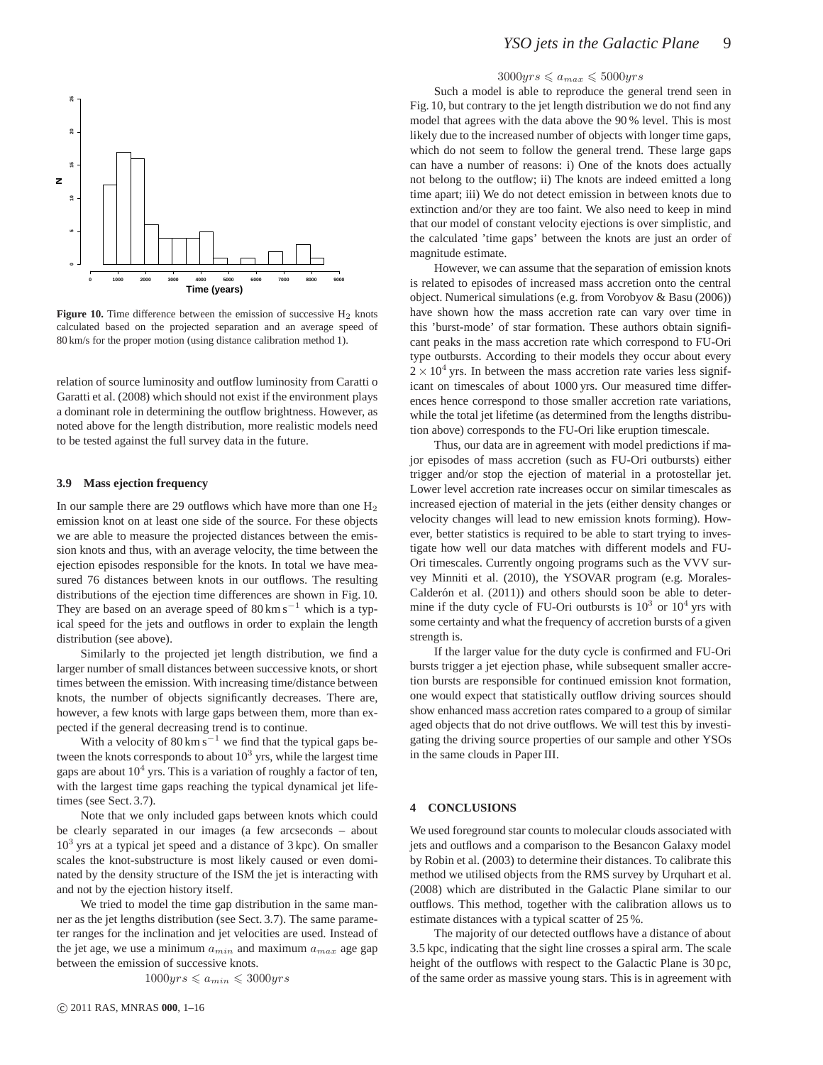Figure 10. Time difference between the emission of successive $H_2$ knots calculated based on the projected separation and an average speed of 80 km/s for the proper motion (using distance calibration method 1).

relation of source luminosity and outflow luminosity from Caratti o Garatti et al. (2008) which should not exist if the environment plays a dominant role in determining the outflow brightness. However, as noted above for the length distribution, more realistic models need to be tested against the full survey data in the future.

### 3.9 Mass ejection frequency

In our sample there are 29 outflows which have more than one $H_2$ emission knot on at least one side of the source. For these objects we are able to measure the projected distances between the emission knots and thus, with an average velocity, the time between the ejection episodes responsible for the knots. In total we have measured 76 distances between knots in our outflows. The resulting distributions of the ejection time differences are shown in Fig. 10. They are based on an average speed of $80\,\mathrm{km\,s^{-1}}$ which is a typical speed for the jets and outflows in order to explain the length distribution (see above).

Similarly to the projected jet length distribution, we find a larger number of small distances between successive knots, or short times between the emission. With increasing time/distance between knots, the number of objects significantly decreases. There are, however, a few knots with large gaps between them, more than expected if the general decreasing trend is to continue.

With a velocity of $80\,\mathrm{km\,s^{-1}}$ we find that the typical gaps between the knots corresponds to about $10^3$ yrs, while the largest time gaps are about $10^4$ yrs. This is a variation of roughly a factor of ten, with the largest time gaps reaching the typical dynamical jet lifetimes (see Sect. 3.7).

Note that we only included gaps between knots which could be clearly separated in our images (a few arcseconds – about $10^3$ yrs at a typical jet speed and a distance of 3 kpc). On smaller scales the knot-substructure is most likely caused or even dominated by the density structure of the ISM the jet is interacting with and not by the ejection history itself.

We tried to model the time gap distribution in the same manner as the jet lengths distribution (see Sect. 3.7). The same parameter ranges for the inclination and jet velocities are used. Instead of the jet age, we use a minimum $a_{min}$ and maximum $a_{max}$ age gap between the emission of successive knots.

$$1000yrs \leqslant a_{min} \leqslant 3000yrs$$

$$3000yrs \leqslant a_{max} \leqslant 5000yrs$$

Such a model is able to reproduce the general trend seen in Fig. 10, but contrary to the jet length distribution we do not find any model that agrees with the data above the 90 % level. This is most likely due to the increased number of objects with longer time gaps, which do not seem to follow the general trend. These large gaps can have a number of reasons: i) One of the knots does actually not belong to the outflow; ii) The knots are indeed emitted a long time apart; iii) We do not detect emission in between knots due to extinction and/or they are too faint. We also need to keep in mind that our model of constant velocity ejections is over simplistic, and the calculated 'time gaps' between the knots are just an order of magnitude estimate.

However, we can assume that the separation of emission knots is related to episodes of increased mass accretion onto the central object. Numerical simulations (e.g. from Vorobyov & Basu (2006)) have shown how the mass accretion rate can vary over time in this 'burst-mode' of star formation. These authors obtain significant peaks in the mass accretion rate which correspond to FU-Ori type outbursts. According to their models they occur about every $2 \times 10^4$ yrs. In between the mass accretion rate varies less significant on timescales of about 1000 yrs. Our measured time differences hence correspond to those smaller accretion rate variations, while the total jet lifetime (as determined from the lengths distribution above) corresponds to the FU-Ori like eruption timescale.

Thus, our data are in agreement with model predictions if major episodes of mass accretion (such as FU-Ori outbursts) either trigger and/or stop the ejection of material in a protostellar jet. Lower level accretion rate increases occur on similar timescales as increased ejection of material in the jets (either density changes or velocity changes will lead to new emission knots forming). However, better statistics is required to be able to start trying to investigate how well our data matches with different models and FU-Ori timescales. Currently ongoing programs such as the VVV survey Minniti et al. (2010), the YSOVAR program (e.g. Morales-Calderón et al. (2011)) and others should soon be able to determine if the duty cycle of FU-Ori outbursts is $10^3$ or $10^4$ yrs with some certainty and what the frequency of accretion bursts of a given strength is.

If the larger value for the duty cycle is confirmed and FU-Ori bursts trigger a jet ejection phase, while subsequent smaller accretion bursts are responsible for continued emission knot formation, one would expect that statistically outflow driving sources should show enhanced mass accretion rates compared to a group of similar aged objects that do not drive outflows. We will test this by investigating the driving source properties of our sample and other YSOs in the same clouds in Paper III.

## 4 CONCLUSIONS

We used foreground star counts to molecular clouds associated with jets and outflows and a comparison to the Besancon Galaxy model by Robin et al. (2003) to determine their distances. To calibrate this method we utilised objects from the RMS survey by Urquhart et al. (2008) which are distributed in the Galactic Plane similar to our outflows. This method, together with the calibration allows us to estimate distances with a typical scatter of 25 %.

The majority of our detected outflows have a distance of about 3.5 kpc, indicating that the sight line crosses a spiral arm. The scale height of the outflows with respect to the Galactic Plane is 30 pc, of the same order as massive young stars. This is in agreement with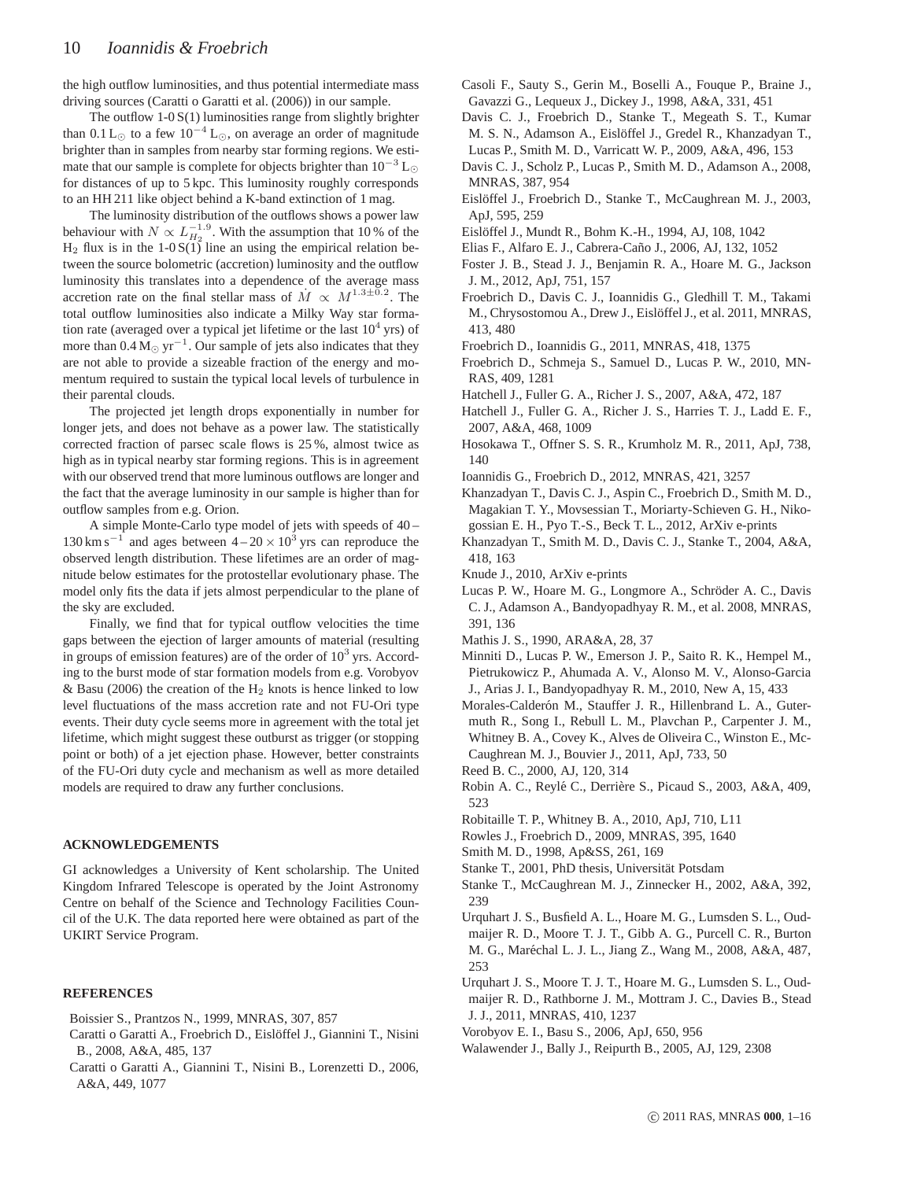the high outflow luminosities, and thus potential intermediate mass driving sources (Caratti o Garatti et al. (2006)) in our sample.

The outflow 1-0 S(1) luminosities range from slightly brighter than 0.1 $L_\odot$ to a few $10^{-4}$ $L_\odot$, on average an order of magnitude brighter than in samples from nearby star forming regions. We estimate that our sample is complete for objects brighter than $10^{-3}$ $L_\odot$ for distances of up to 5 kpc. This luminosity roughly corresponds to an HH 211 like object behind a K-band extinction of 1 mag.

The luminosity distribution of the outflows shows a power law behaviour with $N \propto L_{H_2}^{-1.9}$. With the assumption that 10 % of the $H_2$ flux is in the 1-0 S(1) line an using the empirical relation between the source bolometric (accretion) luminosity and the outflow luminosity this translates into a dependence of the average mass accretion rate on the final stellar mass of $\dot{M} \propto M^{1.3\pm0.2}$. The total outflow luminosities also indicate a Milky Way star formation rate (averaged over a typical jet lifetime or the last $10^4$ yrs) of more than 0.4 $M_\odot$ $yr^{-1}$. Our sample of jets also indicates that they are not able to provide a sizeable fraction of the energy and momentum required to sustain the typical local levels of turbulence in their parental clouds.

The projected jet length drops exponentially in number for longer jets, and does not behave as a power law. The statistically corrected fraction of parsec scale flows is 25 %, almost twice as high as in typical nearby star forming regions. This is in agreement with our observed trend that more luminous outflows are longer and the fact that the average luminosity in our sample is higher than for outflow samples from e.g. Orion.

A simple Monte-Carlo type model of jets with speeds of 40 – 130 km $s^{-1}$ and ages between 4 – 20 × $10^3$ yrs can reproduce the observed length distribution. These lifetimes are an order of magnitude below estimates for the protostellar evolutionary phase. The model only fits the data if jets almost perpendicular to the plane of the sky are excluded.

Finally, we find that for typical outflow velocities the time gaps between the ejection of larger amounts of material (resulting in groups of emission features) are of the order of $10^3$ yrs. According to the burst mode of star formation models from e.g. Vorobyov & Basu (2006) the creation of the $H_2$ knots is hence linked to low level fluctuations of the mass accretion rate and not FU-Ori type events. Their duty cycle seems more in agreement with the total jet lifetime, which might suggest these outburst as trigger (or stopping point or both) of a jet ejection phase. However, better constraints of the FU-Ori duty cycle and mechanism as well as more detailed models are required to draw any further conclusions.

## ACKNOWLEDGEMENTS

GI acknowledges a University of Kent scholarship. The United Kingdom Infrared Telescope is operated by the Joint Astronomy Centre on behalf of the Science and Technology Facilities Council of the U.K. The data reported here were obtained as part of the UKIRT Service Program.

## REFERENCES

Boissier S., Prantzos N., 1999, MNRAS, 307, 857
Caratti o Garatti A., Froebrich D., Eislöffel J., Giannini T., Nisini B., 2008, A&A, 485, 137
Caratti o Garatti A., Giannini T., Nisini B., Lorenzetti D., 2006, A&A, 449, 1077
Casoli F., Sauty S., Gerin M., Boselli A., Fouque P., Braine J., Gavazzi G., Lequeux J., Dickey J., 1998, A&A, 331, 451
Davis C. J., Froebrich D., Stanke T., Megeath S. T., Kumar M. S. N., Adamson A., Eislöffel J., Gredel R., Khanzadyan T., Lucas P., Smith M. D., Varricatt W. P., 2009, A&A, 496, 153
Davis C. J., Scholz P., Lucas P., Smith M. D., Adamson A., 2008, MNRAS, 387, 954
Eislöffel J., Froebrich D., Stanke T., McCaughrean M. J., 2003, ApJ, 595, 259
Eislöffel J., Mundt R., Bohm K.-H., 1994, AJ, 108, 1042
Elias F., Alfaro E. J., Cabrera-Caño J., 2006, AJ, 132, 1052
Foster J. B., Stead J. J., Benjamin R. A., Hoare M. G., Jackson J. M., 2012, ApJ, 751, 157
Froebrich D., Davis C. J., Ioannidis G., Gledhill T. M., Takami M., Chrysostomou A., Drew J., Eislöffel J., et al. 2011, MNRAS, 413, 480
Froebrich D., Ioannidis G., 2011, MNRAS, 418, 1375
Froebrich D., Schmeja S., Samuel D., Lucas P. W., 2010, MNRAS, 409, 1281
Hatchell J., Fuller G. A., Richer J. S., 2007, A&A, 472, 187
Hatchell J., Fuller G. A., Richer J. S., Harries T. J., Ladd E. F., 2007, A&A, 468, 1009
Hosokawa T., Offner S. S. R., Krumholz M. R., 2011, ApJ, 738, 140
Ioannidis G., Froebrich D., 2012, MNRAS, 421, 3257
Khanzadyan T., Davis C. J., Aspin C., Froebrich D., Smith M. D., Magakian T. Y., Movsessian T., Moriarty-Schieven G. H., Nikogossian E. H., Pyo T.-S., Beck T. L., 2012, ArXiv e-prints
Khanzadyan T., Smith M. D., Davis C. J., Stanke T., 2004, A&A, 418, 163
Knude J., 2010, ArXiv e-prints
Lucas P. W., Hoare M. G., Longmore A., Schröder A. C., Davis C. J., Adamson A., Bandyopadhyay R. M., et al. 2008, MNRAS, 391, 136
Mathis J. S., 1990, ARA&A, 28, 37
Minniti D., Lucas P. W., Emerson J. P., Saito R. K., Hempel M., Pietrukowicz P., Ahumada A. V., Alonso M. V., Alonso-Garcia J., Arias J. I., Bandyopadhyay R. M., 2010, New A, 15, 433
Morales-Calderón M., Stauffer J. R., Hillenbrand L. A., Gutermuth R., Song I., Rebull L. M., Plavchan P., Carpenter J. M., Whitney B. A., Covey K., Alves de Oliveira C., Winston E., McCaughrean M. J., Bouvier J., 2011, ApJ, 733, 50
Reed B. C., 2000, AJ, 120, 314
Robin A. C., Reylé C., Derrière S., Picaud S., 2003, A&A, 409, 523
Robitaille T. P., Whitney B. A., 2010, ApJ, 710, L11
Rowles J., Froebrich D., 2009, MNRAS, 395, 1640
Smith M. D., 1998, Ap&SS, 261, 169
Stanke T., 2001, PhD thesis, Universität Potsdam
Stanke T., McCaughrean M. J., Zinnecker H., 2002, A&A, 392, 239
Urquhart J. S., Busfield A. L., Hoare M. G., Lumsden S. L., Oudmaijer R. D., Moore T. J. T., Gibb A. G., Purcell C. R., Burton M. G., Maréchal L. J. L., Jiang Z., Wang M., 2008, A&A, 487, 253
Urquhart J. S., Moore T. J. T., Hoare M. G., Lumsden S. L., Oudmaijer R. D., Rathborne J. M., Mottram J. C., Davies B., Stead J. J., 2011, MNRAS, 410, 1237
Vorobyov E. I., Basu S., 2006, ApJ, 650, 956
Walawender J., Bally J., Reipurth B., 2005, AJ, 129, 2308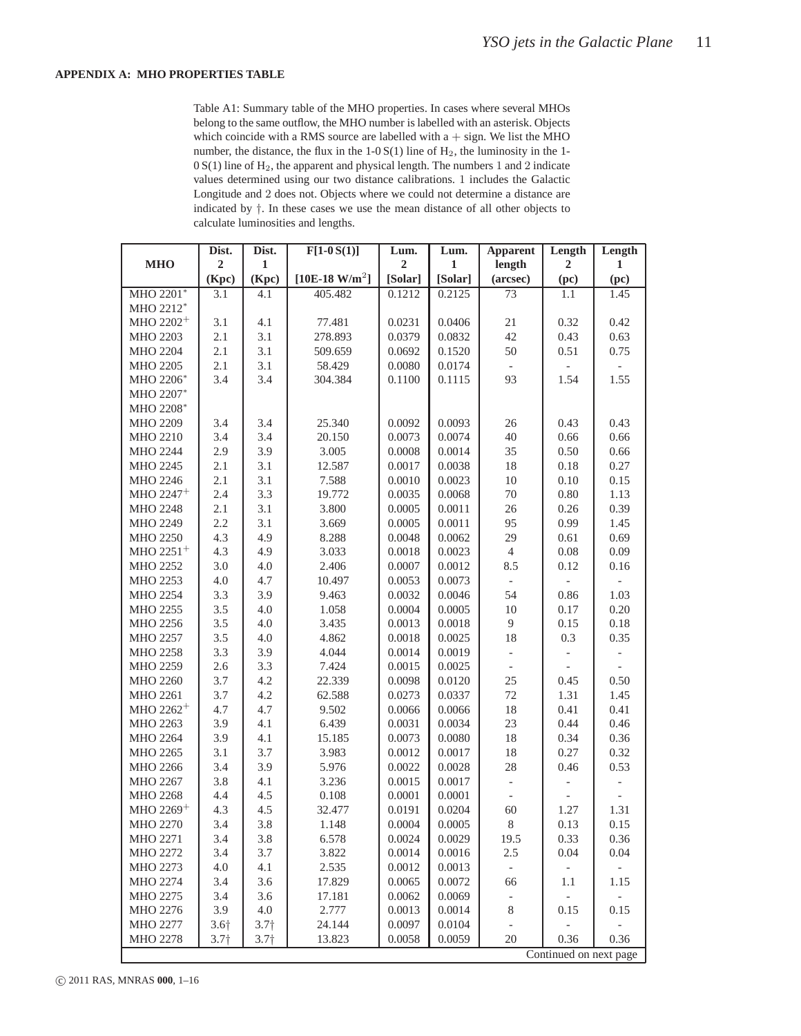## APPENDIX A: MHO PROPERTIES TABLE

Table A1: Summary table of the MHO properties. In cases where several MHOs belong to the same outflow, the MHO number is labelled with an asterisk. Objects which coincide with a RMS source are labelled with a + sign. We list the MHO number, the distance, the flux in the 1-0 S(1) line of $H_2$, the luminosity in the 1-0 S(1) line of $H_2$, the apparent and physical length. The numbers 1 and 2 indicate values determined using our two distance calibrations. 1 includes the Galactic Longitude and 2 does not. Objects where we could not determine a distance are indicated by †. In these cases we use the mean distance of all other objects to calculate luminosities and lengths.

| MHO | Dist. 2 (Kpc) | Dist. 1 (Kpc) | F[1-0 S(1)] [10E-18 W/m$^2$] | Lum. 2 [Solar] | Lum. 1 [Solar] | Apparent length (arcsec) | Length 2 (pc) | Length 1 (pc) |
|---|---|---|---|---|---|---|---|---|
| MHO 2201* | 3.1 | 4.1 | 405.482 | 0.1212 | 0.2125 | 73 | 1.1 | 1.45 |
| MHO 2212* | | | | | | | | |
| MHO 2202+ | 3.1 | 4.1 | 77.481 | 0.0231 | 0.0406 | 21 | 0.32 | 0.42 |
| MHO 2203 | 2.1 | 3.1 | 278.893 | 0.0379 | 0.0832 | 42 | 0.43 | 0.63 |
| MHO 2204 | 2.1 | 3.1 | 509.659 | 0.0692 | 0.1520 | 50 | 0.51 | 0.75 |
| MHO 2205 | 2.1 | 3.1 | 58.429 | 0.0080 | 0.0174 | - | - | - |
| MHO 2206* | 3.4 | 3.4 | 304.384 | 0.1100 | 0.1115 | 93 | 1.54 | 1.55 |
| MHO 2207* | | | | | | | | |
| MHO 2208* | | | | | | | | |
| MHO 2209 | 3.4 | 3.4 | 25.340 | 0.0092 | 0.0093 | 26 | 0.43 | 0.43 |
| MHO 2210 | 3.4 | 3.4 | 20.150 | 0.0073 | 0.0074 | 40 | 0.66 | 0.66 |
| MHO 2244 | 2.9 | 3.9 | 3.005 | 0.0008 | 0.0014 | 35 | 0.50 | 0.66 |
| MHO 2245 | 2.1 | 3.1 | 12.587 | 0.0017 | 0.0038 | 18 | 0.18 | 0.27 |
| MHO 2246 | 2.1 | 3.1 | 7.588 | 0.0010 | 0.0023 | 10 | 0.10 | 0.15 |
| MHO 2247+ | 2.4 | 3.3 | 19.772 | 0.0035 | 0.0068 | 70 | 0.80 | 1.13 |
| MHO 2248 | 2.1 | 3.1 | 3.800 | 0.0005 | 0.0011 | 26 | 0.26 | 0.39 |
| MHO 2249 | 2.2 | 3.1 | 3.669 | 0.0005 | 0.0011 | 95 | 0.99 | 1.45 |
| MHO 2250 | 4.3 | 4.9 | 8.288 | 0.0048 | 0.0062 | 29 | 0.61 | 0.69 |
| MHO 2251+ | 4.3 | 4.9 | 3.033 | 0.0018 | 0.0023 | 4 | 0.08 | 0.09 |
| MHO 2252 | 3.0 | 4.0 | 2.406 | 0.0007 | 0.0012 | 8.5 | 0.12 | 0.16 |
| MHO 2253 | 4.0 | 4.7 | 10.497 | 0.0053 | 0.0073 | - | - | - |
| MHO 2254 | 3.3 | 3.9 | 9.463 | 0.0032 | 0.0046 | 54 | 0.86 | 1.03 |
| MHO 2255 | 3.5 | 4.0 | 1.058 | 0.0004 | 0.0005 | 10 | 0.17 | 0.20 |
| MHO 2256 | 3.5 | 4.0 | 3.435 | 0.0013 | 0.0018 | 9 | 0.15 | 0.18 |
| MHO 2257 | 3.5 | 4.0 | 4.862 | 0.0018 | 0.0025 | 18 | 0.3 | 0.35 |
| MHO 2258 | 3.3 | 3.9 | 4.044 | 0.0014 | 0.0019 | - | - | - |
| MHO 2259 | 2.6 | 3.3 | 7.424 | 0.0015 | 0.0025 | - | - | - |
| MHO 2260 | 3.7 | 4.2 | 22.339 | 0.0098 | 0.0120 | 25 | 0.45 | 0.50 |
| MHO 2261 | 3.7 | 4.2 | 62.588 | 0.0273 | 0.0337 | 72 | 1.31 | 1.45 |
| MHO 2262+ | 4.7 | 4.7 | 9.502 | 0.0066 | 0.0066 | 18 | 0.41 | 0.41 |
| MHO 2263 | 3.9 | 4.1 | 6.439 | 0.0031 | 0.0034 | 23 | 0.44 | 0.46 |
| MHO 2264 | 3.9 | 4.1 | 15.185 | 0.0073 | 0.0080 | 18 | 0.34 | 0.36 |
| MHO 2265 | 3.1 | 3.7 | 3.983 | 0.0012 | 0.0017 | 18 | 0.27 | 0.32 |
| MHO 2266 | 3.4 | 3.9 | 5.976 | 0.0022 | 0.0028 | 28 | 0.46 | 0.53 |
| MHO 2267 | 3.8 | 4.1 | 3.236 | 0.0015 | 0.0017 | - | - | - |
| MHO 2268 | 4.4 | 4.5 | 0.108 | 0.0001 | 0.0001 | - | - | - |
| MHO 2269+ | 4.3 | 4.5 | 32.477 | 0.0191 | 0.0204 | 60 | 1.27 | 1.31 |
| MHO 2270 | 3.4 | 3.8 | 1.148 | 0.0004 | 0.0005 | 8 | 0.13 | 0.15 |
| MHO 2271 | 3.4 | 3.8 | 6.578 | 0.0024 | 0.0029 | 19.5 | 0.33 | 0.36 |
| MHO 2272 | 3.4 | 3.7 | 3.822 | 0.0014 | 0.0016 | 2.5 | 0.04 | 0.04 |
| MHO 2273 | 4.0 | 4.1 | 2.535 | 0.0012 | 0.0013 | - | - | - |
| MHO 2274 | 3.4 | 3.6 | 17.829 | 0.0065 | 0.0072 | 66 | 1.1 | 1.15 |
| MHO 2275 | 3.4 | 3.6 | 17.181 | 0.0062 | 0.0069 | - | - | - |
| MHO 2276 | 3.9 | 4.0 | 2.777 | 0.0013 | 0.0014 | 8 | 0.15 | 0.15 |
| MHO 2277 | 3.6† | 3.7† | 24.144 | 0.0097 | 0.0104 | - | - | - |
| MHO 2278 | 3.7† | 3.7† | 13.823 | 0.0058 | 0.0059 | 20 | 0.36 | 0.36 |

Continued on next page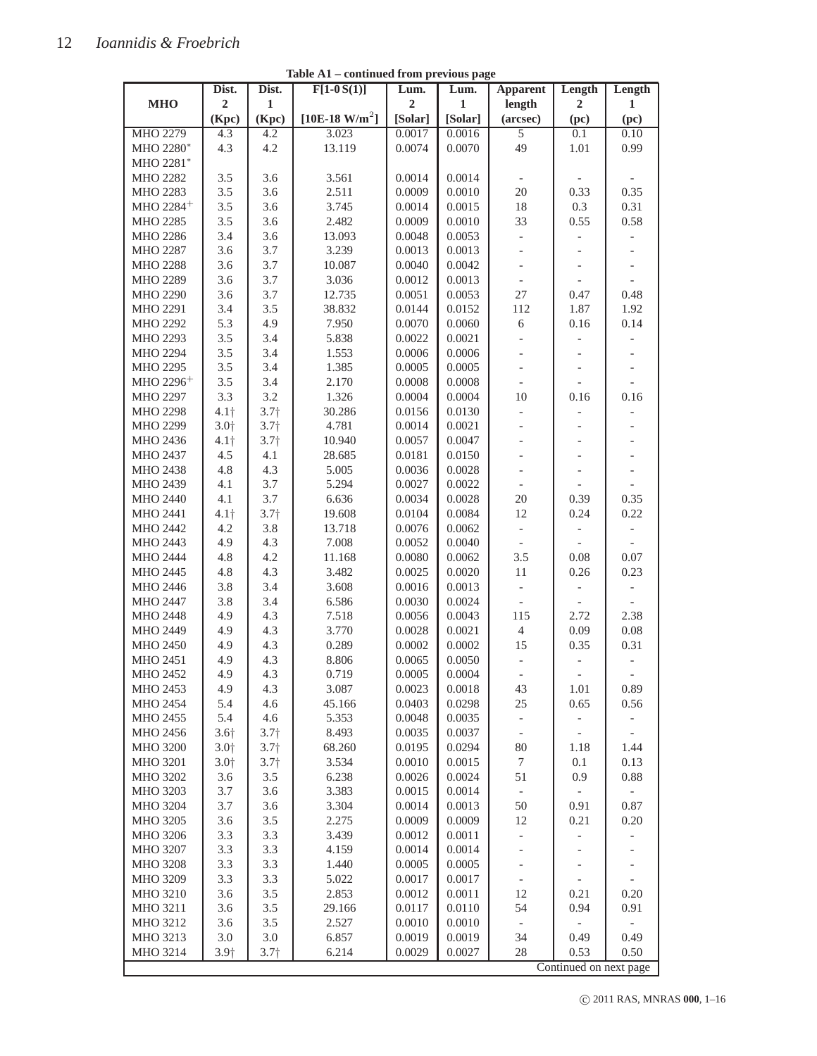**Table A1 – continued from previous page**

| MHO | Dist. 2 (Kpc) | Dist. 1 (Kpc) | F[1-0 S(1)] [10E-18 W/m$^2$] | Lum. 2 [Solar] | Lum. 1 [Solar] | Apparent length (arcsec) | Length 2 (pc) | Length 1 (pc) |
|---|---|---|---|---|---|---|---|---|
| MHO 2279 | 4.3 | 4.2 | 3.023 | 0.0017 | 0.0016 | 5 | 0.1 | 0.10 |
| MHO 2280* | 4.3 | 4.2 | 13.119 | 0.0074 | 0.0070 | 49 | 1.01 | 0.99 |
| MHO 2281* | | | | | | | | |
| MHO 2282 | 3.5 | 3.6 | 3.561 | 0.0014 | 0.0014 | - | - | - |
| MHO 2283 | 3.5 | 3.6 | 2.511 | 0.0009 | 0.0010 | 20 | 0.33 | 0.35 |
| MHO 2284+ | 3.5 | 3.6 | 3.745 | 0.0014 | 0.0015 | 18 | 0.3 | 0.31 |
| MHO 2285 | 3.5 | 3.6 | 2.482 | 0.0009 | 0.0010 | 33 | 0.55 | 0.58 |
| MHO 2286 | 3.4 | 3.6 | 13.093 | 0.0048 | 0.0053 | - | - | - |
| MHO 2287 | 3.6 | 3.7 | 3.239 | 0.0013 | 0.0013 | - | - | - |
| MHO 2288 | 3.6 | 3.7 | 10.087 | 0.0040 | 0.0042 | - | - | - |
| MHO 2289 | 3.6 | 3.7 | 3.036 | 0.0012 | 0.0013 | - | - | - |
| MHO 2290 | 3.6 | 3.7 | 12.735 | 0.0051 | 0.0053 | 27 | 0.47 | 0.48 |
| MHO 2291 | 3.4 | 3.5 | 38.832 | 0.0144 | 0.0152 | 112 | 1.87 | 1.92 |
| MHO 2292 | 5.3 | 4.9 | 7.950 | 0.0070 | 0.0060 | 6 | 0.16 | 0.14 |
| MHO 2293 | 3.5 | 3.4 | 5.838 | 0.0022 | 0.0021 | - | - | - |
| MHO 2294 | 3.5 | 3.4 | 1.553 | 0.0006 | 0.0006 | - | - | - |
| MHO 2295 | 3.5 | 3.4 | 1.385 | 0.0005 | 0.0005 | - | - | - |
| MHO 2296+ | 3.5 | 3.4 | 2.170 | 0.0008 | 0.0008 | - | - | - |
| MHO 2297 | 3.3 | 3.2 | 1.326 | 0.0004 | 0.0004 | 10 | 0.16 | 0.16 |
| MHO 2298 | 4.1† | 3.7† | 30.286 | 0.0156 | 0.0130 | - | - | - |
| MHO 2299 | 3.0† | 3.7† | 4.781 | 0.0014 | 0.0021 | - | - | - |
| MHO 2436 | 4.1† | 3.7† | 10.940 | 0.0057 | 0.0047 | - | - | - |
| MHO 2437 | 4.5 | 4.1 | 28.685 | 0.0181 | 0.0150 | - | - | - |
| MHO 2438 | 4.8 | 4.3 | 5.005 | 0.0036 | 0.0028 | - | - | - |
| MHO 2439 | 4.1 | 3.7 | 5.294 | 0.0027 | 0.0022 | - | - | - |
| MHO 2440 | 4.1 | 3.7 | 6.636 | 0.0034 | 0.0028 | 20 | 0.39 | 0.35 |
| MHO 2441 | 4.1† | 3.7† | 19.608 | 0.0104 | 0.0084 | 12 | 0.24 | 0.22 |
| MHO 2442 | 4.2 | 3.8 | 13.718 | 0.0076 | 0.0062 | - | - | - |
| MHO 2443 | 4.9 | 4.3 | 7.008 | 0.0052 | 0.0040 | - | - | - |
| MHO 2444 | 4.8 | 4.2 | 11.168 | 0.0080 | 0.0062 | 3.5 | 0.08 | 0.07 |
| MHO 2445 | 4.8 | 4.3 | 3.482 | 0.0025 | 0.0020 | 11 | 0.26 | 0.23 |
| MHO 2446 | 3.8 | 3.4 | 3.608 | 0.0016 | 0.0013 | - | - | - |
| MHO 2447 | 3.8 | 3.4 | 6.586 | 0.0030 | 0.0024 | - | - | - |
| MHO 2448 | 4.9 | 4.3 | 7.518 | 0.0056 | 0.0043 | 115 | 2.72 | 2.38 |
| MHO 2449 | 4.9 | 4.3 | 3.770 | 0.0028 | 0.0021 | 4 | 0.09 | 0.08 |
| MHO 2450 | 4.9 | 4.3 | 0.289 | 0.0002 | 0.0002 | 15 | 0.35 | 0.31 |
| MHO 2451 | 4.9 | 4.3 | 8.806 | 0.0065 | 0.0050 | - | - | - |
| MHO 2452 | 4.9 | 4.3 | 0.719 | 0.0005 | 0.0004 | - | - | - |
| MHO 2453 | 4.9 | 4.3 | 3.087 | 0.0023 | 0.0018 | 43 | 1.01 | 0.89 |
| MHO 2454 | 5.4 | 4.6 | 45.166 | 0.0403 | 0.0298 | 25 | 0.65 | 0.56 |
| MHO 2455 | 5.4 | 4.6 | 5.353 | 0.0048 | 0.0035 | - | - | - |
| MHO 2456 | 3.6† | 3.7† | 8.493 | 0.0035 | 0.0037 | - | - | - |
| MHO 3200 | 3.0† | 3.7† | 68.260 | 0.0195 | 0.0294 | 80 | 1.18 | 1.44 |
| MHO 3201 | 3.0† | 3.7† | 3.534 | 0.0010 | 0.0015 | 7 | 0.1 | 0.13 |
| MHO 3202 | 3.6 | 3.5 | 6.238 | 0.0026 | 0.0024 | 51 | 0.9 | 0.88 |
| MHO 3203 | 3.7 | 3.6 | 3.383 | 0.0015 | 0.0014 | - | - | - |
| MHO 3204 | 3.7 | 3.6 | 3.304 | 0.0014 | 0.0013 | 50 | 0.91 | 0.87 |
| MHO 3205 | 3.6 | 3.5 | 2.275 | 0.0009 | 0.0009 | 12 | 0.21 | 0.20 |
| MHO 3206 | 3.3 | 3.3 | 3.439 | 0.0012 | 0.0011 | - | - | - |
| MHO 3207 | 3.3 | 3.3 | 4.159 | 0.0014 | 0.0014 | - | - | - |
| MHO 3208 | 3.3 | 3.3 | 1.440 | 0.0005 | 0.0005 | - | - | - |
| MHO 3209 | 3.3 | 3.3 | 5.022 | 0.0017 | 0.0017 | - | - | - |
| MHO 3210 | 3.6 | 3.5 | 2.853 | 0.0012 | 0.0011 | 12 | 0.21 | 0.20 |
| MHO 3211 | 3.6 | 3.5 | 29.166 | 0.0117 | 0.0110 | 54 | 0.94 | 0.91 |
| MHO 3212 | 3.6 | 3.5 | 2.527 | 0.0010 | 0.0010 | - | - | - |
| MHO 3213 | 3.0 | 3.0 | 6.857 | 0.0019 | 0.0019 | 34 | 0.49 | 0.49 |
| MHO 3214 | 3.9† | 3.7† | 6.214 | 0.0029 | 0.0027 | 28 | 0.53 | 0.50 |

Continued on next page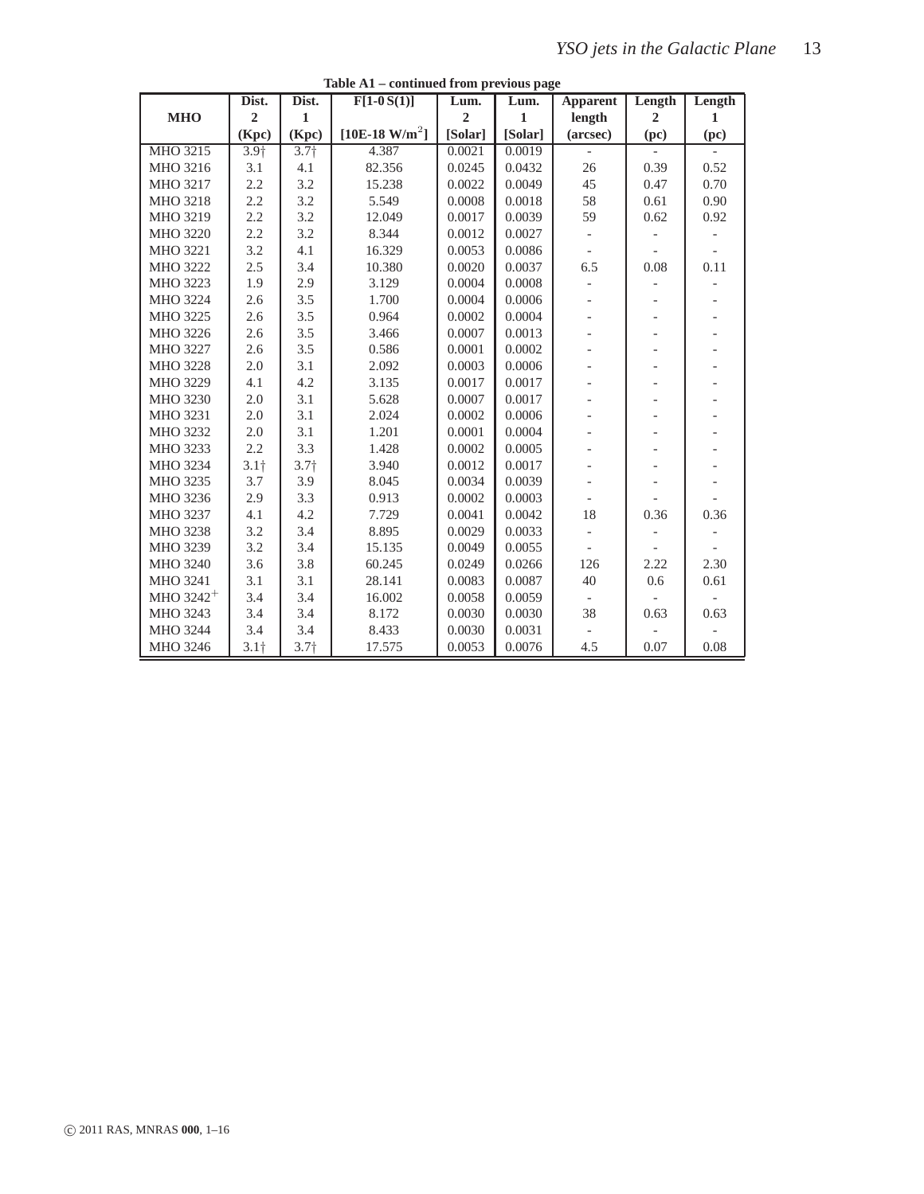**Table A1 – continued from previous page**

| MHO | Dist. 2 (Kpc) | Dist. 1 (Kpc) | F[1-0 S(1)] [10E-18 W/m$^2$] | Lum. 2 [Solar] | Lum. 1 [Solar] | Apparent length (arcsec) | Length 2 (pc) | Length 1 (pc) |
|---|---|---|---|---|---|---|---|---|
| MHO 3215 | 3.9† | 3.7† | 4.387 | 0.0021 | 0.0019 | - | - | - |
| MHO 3216 | 3.1 | 4.1 | 82.356 | 0.0245 | 0.0432 | 26 | 0.39 | 0.52 |
| MHO 3217 | 2.2 | 3.2 | 15.238 | 0.0022 | 0.0049 | 45 | 0.47 | 0.70 |
| MHO 3218 | 2.2 | 3.2 | 5.549 | 0.0008 | 0.0018 | 58 | 0.61 | 0.90 |
| MHO 3219 | 2.2 | 3.2 | 12.049 | 0.0017 | 0.0039 | 59 | 0.62 | 0.92 |
| MHO 3220 | 2.2 | 3.2 | 8.344 | 0.0012 | 0.0027 | - | - | - |
| MHO 3221 | 3.2 | 4.1 | 16.329 | 0.0053 | 0.0086 | - | - | - |
| MHO 3222 | 2.5 | 3.4 | 10.380 | 0.0020 | 0.0037 | 6.5 | 0.08 | 0.11 |
| MHO 3223 | 1.9 | 2.9 | 3.129 | 0.0004 | 0.0008 | - | - | - |
| MHO 3224 | 2.6 | 3.5 | 1.700 | 0.0004 | 0.0006 | - | - | - |
| MHO 3225 | 2.6 | 3.5 | 0.964 | 0.0002 | 0.0004 | - | - | - |
| MHO 3226 | 2.6 | 3.5 | 3.466 | 0.0007 | 0.0013 | - | - | - |
| MHO 3227 | 2.6 | 3.5 | 0.586 | 0.0001 | 0.0002 | - | - | - |
| MHO 3228 | 2.0 | 3.1 | 2.092 | 0.0003 | 0.0006 | - | - | - |
| MHO 3229 | 4.1 | 4.2 | 3.135 | 0.0017 | 0.0017 | - | - | - |
| MHO 3230 | 2.0 | 3.1 | 5.628 | 0.0007 | 0.0017 | - | - | - |
| MHO 3231 | 2.0 | 3.1 | 2.024 | 0.0002 | 0.0006 | - | - | - |
| MHO 3232 | 2.0 | 3.1 | 1.201 | 0.0001 | 0.0004 | - | - | - |
| MHO 3233 | 2.2 | 3.3 | 1.428 | 0.0002 | 0.0005 | - | - | - |
| MHO 3234 | 3.1† | 3.7† | 3.940 | 0.0012 | 0.0017 | - | - | - |
| MHO 3235 | 3.7 | 3.9 | 8.045 | 0.0034 | 0.0039 | - | - | - |
| MHO 3236 | 2.9 | 3.3 | 0.913 | 0.0002 | 0.0003 | - | - | - |
| MHO 3237 | 4.1 | 4.2 | 7.729 | 0.0041 | 0.0042 | 18 | 0.36 | 0.36 |
| MHO 3238 | 3.2 | 3.4 | 8.895 | 0.0029 | 0.0033 | - | - | - |
| MHO 3239 | 3.2 | 3.4 | 15.135 | 0.0049 | 0.0055 | - | - | - |
| MHO 3240 | 3.6 | 3.8 | 60.245 | 0.0249 | 0.0266 | 126 | 2.22 | 2.30 |
| MHO 3241 | 3.1 | 3.1 | 28.141 | 0.0083 | 0.0087 | 40 | 0.6 | 0.61 |
| MHO 3242$^+$ | 3.4 | 3.4 | 16.002 | 0.0058 | 0.0059 | - | - | - |
| MHO 3243 | 3.4 | 3.4 | 8.172 | 0.0030 | 0.0030 | 38 | 0.63 | 0.63 |
| MHO 3244 | 3.4 | 3.4 | 8.433 | 0.0030 | 0.0031 | - | - | - |
| MHO 3246 | 3.1† | 3.7† | 17.575 | 0.0053 | 0.0076 | 4.5 | 0.07 | 0.08 |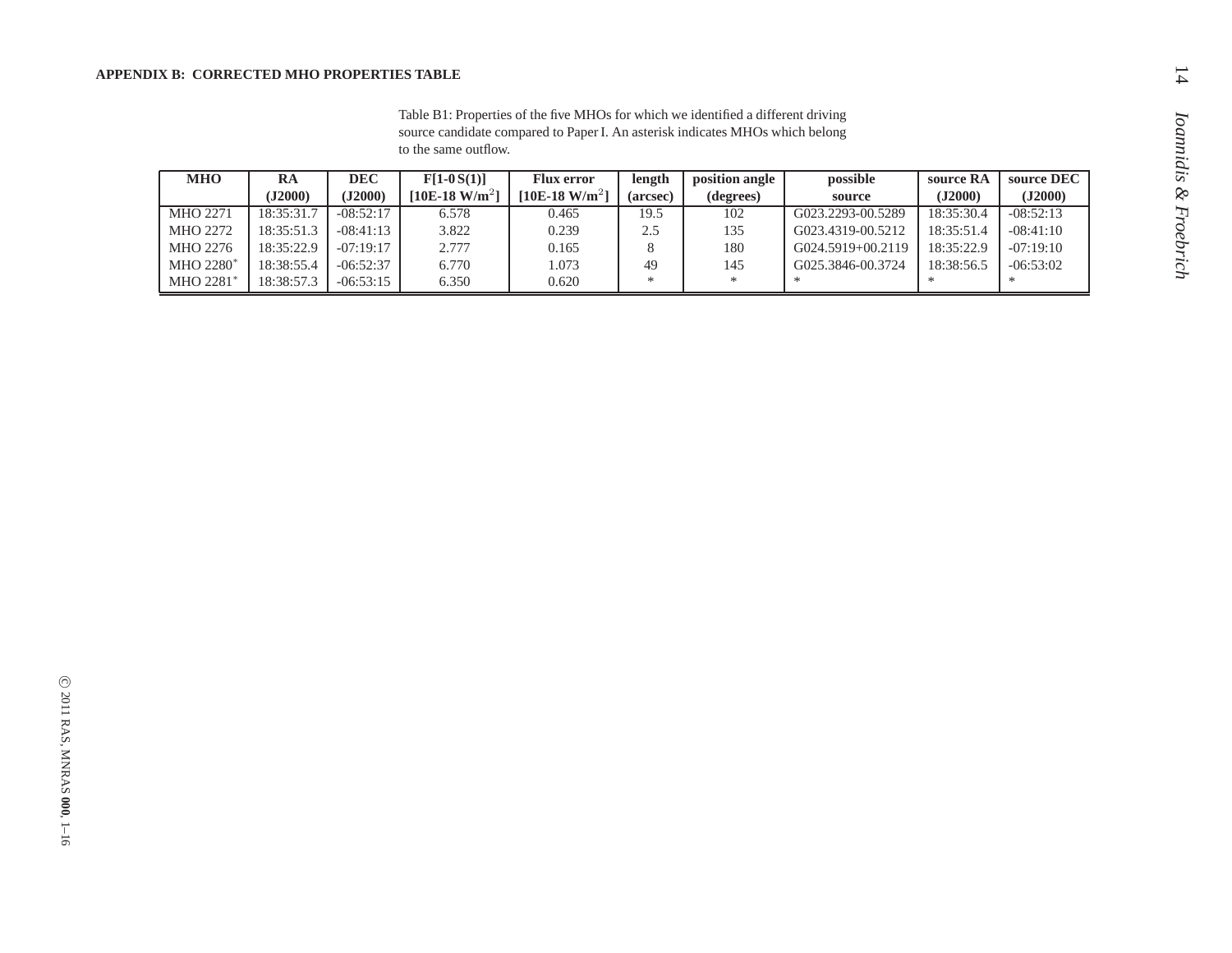## APPENDIX B: CORRECTED MHO PROPERTIES TABLE

Table B1: Properties of the five MHOs for which we identified a different driving source candidate compared to Paper I. An asterisk indicates MHOs which belong to the same outflow.

| MHO | RA (J2000) | DEC (J2000) | F[1-0 S(1)] [10E-18 W/m$^2$] | Flux error [10E-18 W/m$^2$] | length (arcsec) | position angle (degrees) | possible source | source RA (J2000) | source DEC (J2000) |
|---|---|---|---|---|---|---|---|---|---|
| MHO 2271 | 18:35:31.7 | -08:52:17 | 6.578 | 0.465 | 19.5 | 102 | G023.2293-00.5289 | 18:35:30.4 | -08:52:13 |
| MHO 2272 | 18:35:51.3 | -08:41:13 | 3.822 | 0.239 | 2.5 | 135 | G023.4319-00.5212 | 18:35:51.4 | -08:41:10 |
| MHO 2276 | 18:35:22.9 | -07:19:17 | 2.777 | 0.165 | 8 | 180 | G024.5919+00.2119 | 18:35:22.9 | -07:19:10 |
| MHO 2280* | 18:38:55.4 | -06:52:37 | 6.770 | 1.073 | 49 | 145 | G025.3846-00.3724 | 18:38:56.5 | -06:53:02 |
| MHO 2281* | 18:38:57.3 | -06:53:15 | 6.350 | 0.620 | * | * | * | * | * |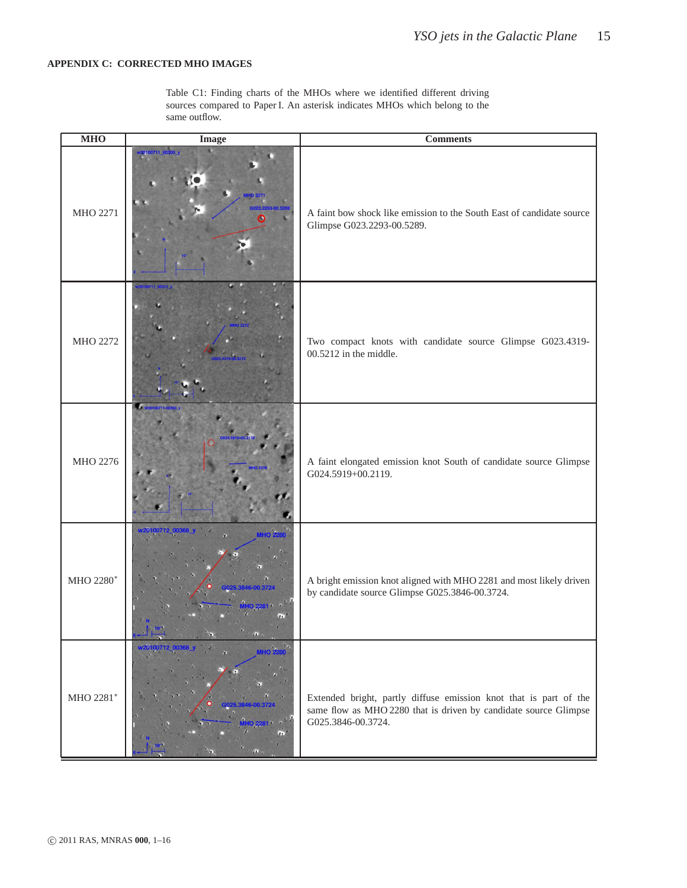## APPENDIX C: CORRECTED MHO IMAGES

Table C1: Finding charts of the MHOs where we identified different driving sources compared to Paper I. An asterisk indicates MHOs which belong to the same outflow.

| MHO | Image | Comments |
|---|---|---|
| MHO 2271 | | A faint bow shock like emission to the South East of candidate source Glimpse G023.2293-00.5289. |
| MHO 2272 | | Two compact knots with candidate source Glimpse G023.4319-00.5212 in the middle. |
| MHO 2276 | | A faint elongated emission knot South of candidate source Glimpse G024.5919+00.2119. |
| MHO 2280* | | A bright emission knot aligned with MHO 2281 and most likely driven by candidate source Glimpse G025.3846-00.3724. |
| MHO 2281* | | Extended bright, partly diffuse emission knot that is part of the same flow as MHO 2280 that is driven by candidate source Glimpse G025.3846-00.3724. |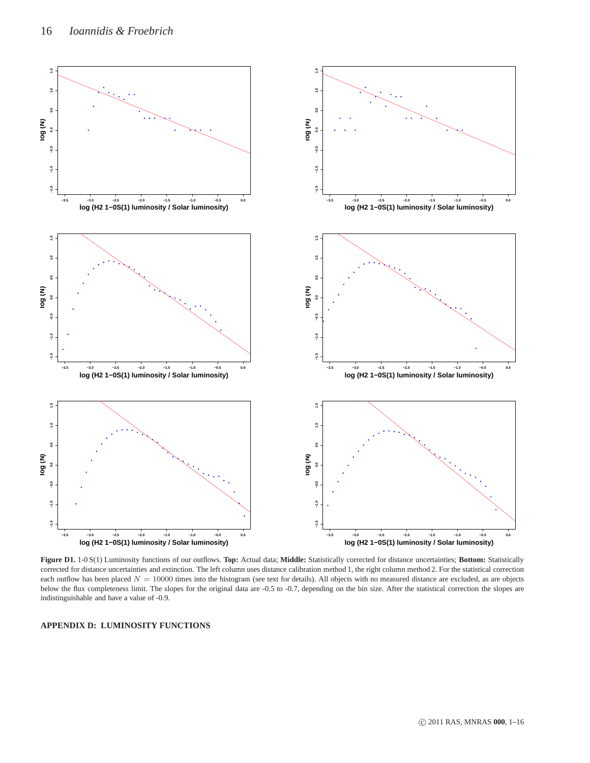log (N)

log (H2 1−0S(1) luminosity / Solar luminosity)

1.5
1.0
0.5
0.0
−0.5
−1.0
−1.5

−3.5 −3.0 −2.5 −2.0 −1.5 −1.0 −0.5 0.0

**Figure D1.** 1-0 S(1) Luminosity functions of our outflows. **Top:** Actual data; **Middle:** Statistically corrected for distance uncertainties; **Bottom:** Statistically corrected for distance uncertainties and extinction. The left column uses distance calibration method 1, the right column method 2. For the statistical correction each outflow has been placed $N = 10000$ times into the histogram (see text for details). All objects with no measured distance are excluded, as are objects below the flux completeness limit. The slopes for the original data are -0.5 to -0.7, depending on the bin size. After the statistical correction the slopes are indistinguishable and have a value of -0.9.

## APPENDIX D: LUMINOSITY FUNCTIONS